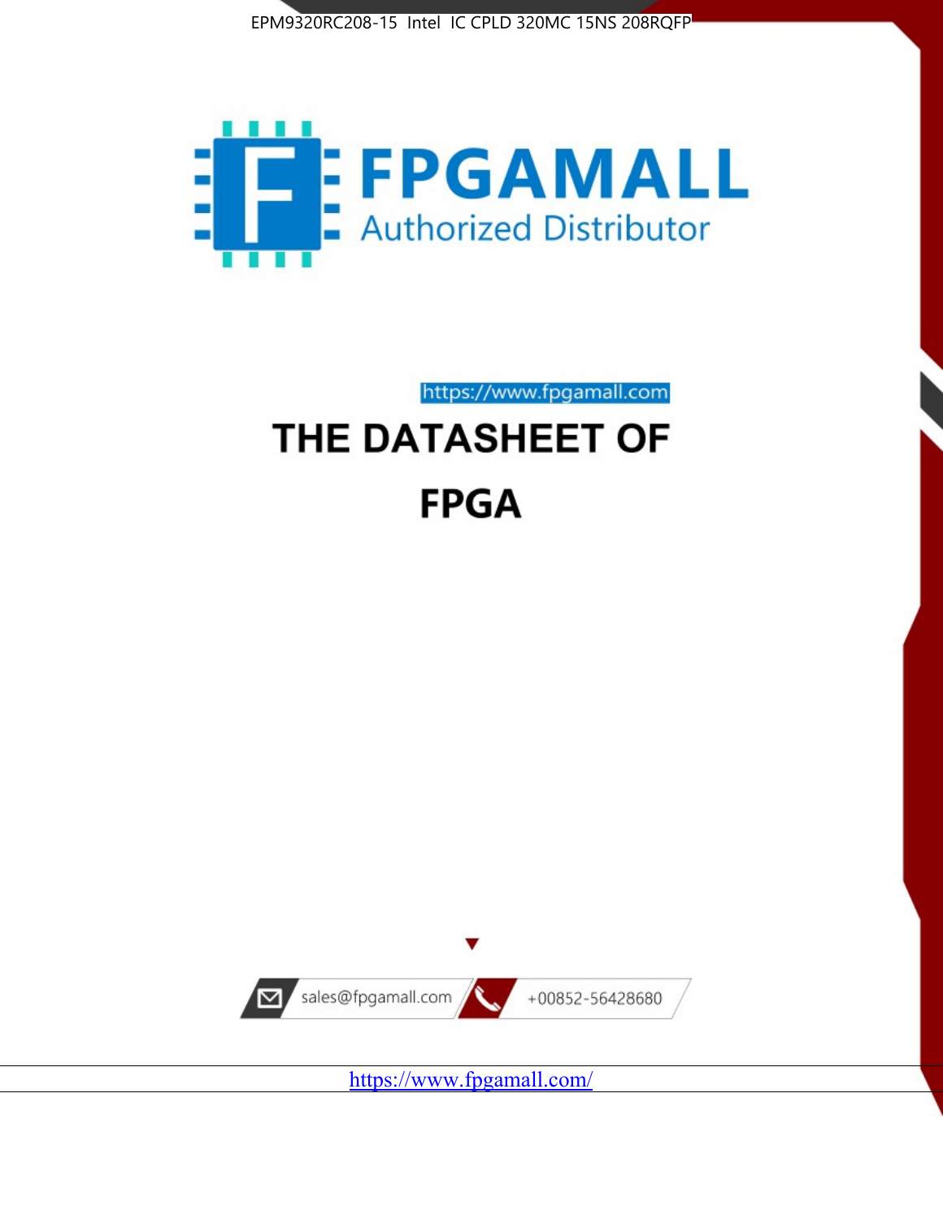EPM9320RC208-15 Intel IC CPLD 320MC 15NS 208RQFP

FPGAMALL

Authorized Distributor

https://www.fpgamall.com

# THE DATASHEET OF

# FPGA

sales@fpgamall.com

+00852-56428680

https://www.fpgamall.com/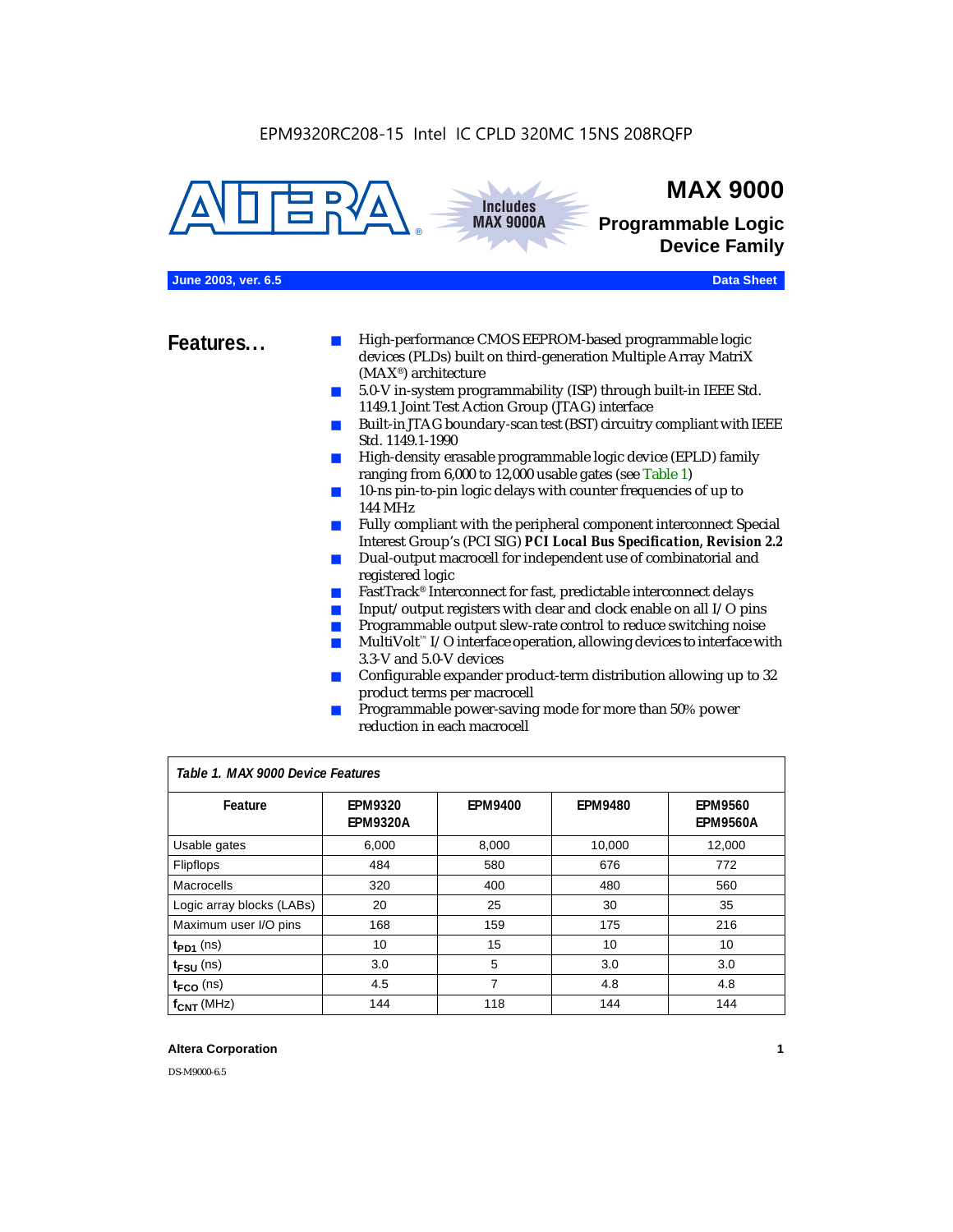EPM9320RC208-15 Intel IC CPLD 320MC 15NS 208RQFP

# MAX 9000

## Programmable Logic Device Family

Includes MAX 9000A

**June 2003, ver. 6.5** **Data Sheet**

## Features...

- High-performance CMOS EEPROM-based programmable logic devices (PLDs) built on third-generation Multiple Array MatriX (MAX®) architecture
- 5.0-V in-system programmability (ISP) through built-in IEEE Std. 1149.1 Joint Test Action Group (JTAG) interface
- Built-in JTAG boundary-scan test (BST) circuitry compliant with IEEE Std. 1149.1-1990
- High-density erasable programmable logic device (EPLD) family ranging from 6,000 to 12,000 usable gates (see Table 1)
- 10-ns pin-to-pin logic delays with counter frequencies of up to 144 MHz
- Fully compliant with the peripheral component interconnect Special Interest Group's (PCI SIG) ***PCI Local Bus Specification, Revision 2.2***
- Dual-output macrocell for independent use of combinatorial and registered logic
- FastTrack® Interconnect for fast, predictable interconnect delays
- Input/output registers with clear and clock enable on all I/O pins
- Programmable output slew-rate control to reduce switching noise
- MultiVolt™ I/O interface operation, allowing devices to interface with 3.3-V and 5.0-V devices
- Configurable expander product-term distribution allowing up to 32 product terms per macrocell
- Programmable power-saving mode for more than 50% power reduction in each macrocell

*Table 1. MAX 9000 Device Features*

| Feature | EPM9320 EPM9320A | EPM9400 | EPM9480 | EPM9560 EPM9560A |
|---|---|---|---|---|
| Usable gates | 6,000 | 8,000 | 10,000 | 12,000 |
| Flipflops | 484 | 580 | 676 | 772 |
| Macrocells | 320 | 400 | 480 | 560 |
| Logic array blocks (LABs) | 20 | 25 | 30 | 35 |
| Maximum user I/O pins | 168 | 159 | 175 | 216 |
| $t_{PD1}$ (ns) | 10 | 15 | 10 | 10 |
| $t_{FSU}$ (ns) | 3.0 | 5 | 3.0 | 3.0 |
| $t_{FCO}$ (ns) | 4.5 | 7 | 4.8 | 4.8 |
| $f_{CNT}$ (MHz) | 144 | 118 | 144 | 144 |

**Altera Corporation**

DS-M9000-6.5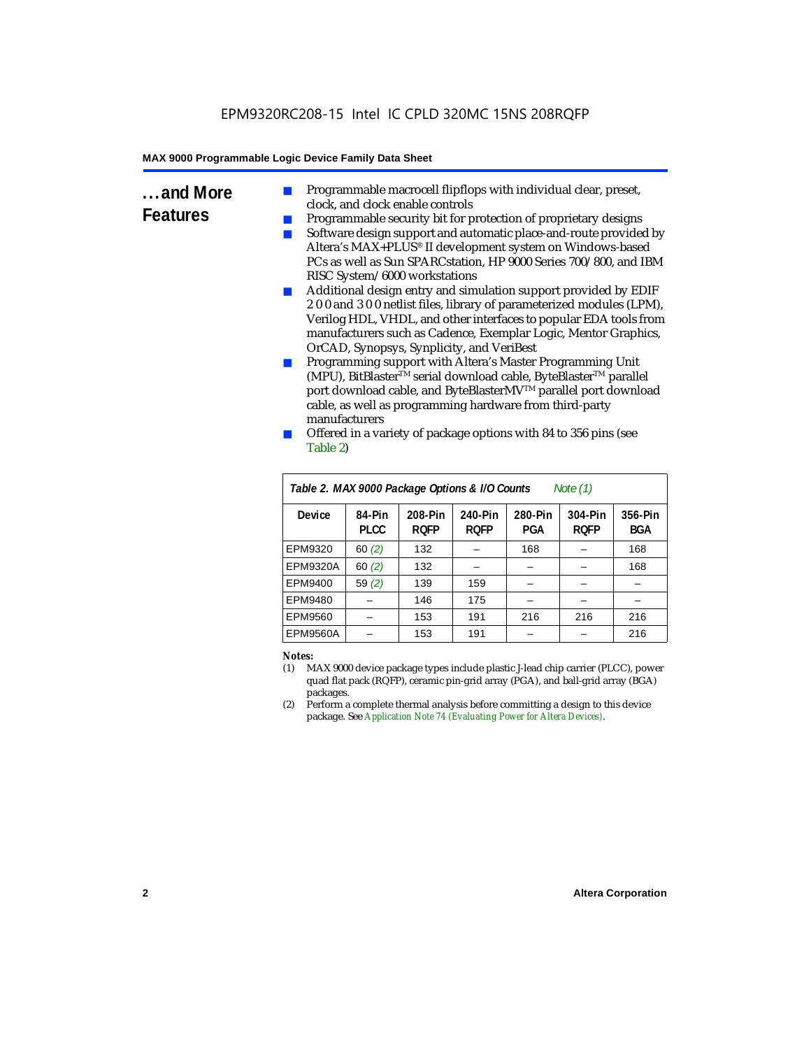## …and More Features

- Programmable macrocell flipflops with individual clear, preset, clock, and clock enable controls
- Programmable security bit for protection of proprietary designs
- Software design support and automatic place-and-route provided by Altera's MAX+PLUS® II development system on Windows-based PCs as well as Sun SPARCstation, HP 9000 Series 700/800, and IBM RISC System/6000 workstations
- Additional design entry and simulation support provided by EDIF 2 0 0 and 3 0 0 netlist files, library of parameterized modules (LPM), Verilog HDL, VHDL, and other interfaces to popular EDA tools from manufacturers such as Cadence, Exemplar Logic, Mentor Graphics, OrCAD, Synopsys, Synplicity, and VeriBest
- Programming support with Altera's Master Programming Unit (MPU), BitBlaster™ serial download cable, ByteBlaster™ parallel port download cable, and ByteBlasterMV™ parallel port download cable, as well as programming hardware from third-party manufacturers
- Offered in a variety of package options with 84 to 356 pins (see Table 2)

**Table 2. MAX 9000 Package Options & I/O Counts** *Note (1)*

| Device | 84-Pin PLCC | 208-Pin RQFP | 240-Pin RQFP | 280-Pin PGA | 304-Pin RQFP | 356-Pin BGA |
|---|---|---|---|---|---|---|
| EPM9320 | 60 *(2)* | 132 | – | 168 | – | 168 |
| EPM9320A | 60 *(2)* | 132 | – | – | – | 168 |
| EPM9400 | 59 *(2)* | 139 | 159 | – | – | – |
| EPM9480 | – | 146 | 175 | – | – | – |
| EPM9560 | – | 153 | 191 | 216 | 216 | 216 |
| EPM9560A | – | 153 | 191 | – | – | 216 |

**Notes:**

(1) MAX 9000 device package types include plastic J-lead chip carrier (PLCC), power quad flat pack (RQFP), ceramic pin-grid array (PGA), and ball-grid array (BGA) packages.

(2) Perform a complete thermal analysis before committing a design to this device package. See *Application Note 74 (Evaluating Power for Altera Devices)*.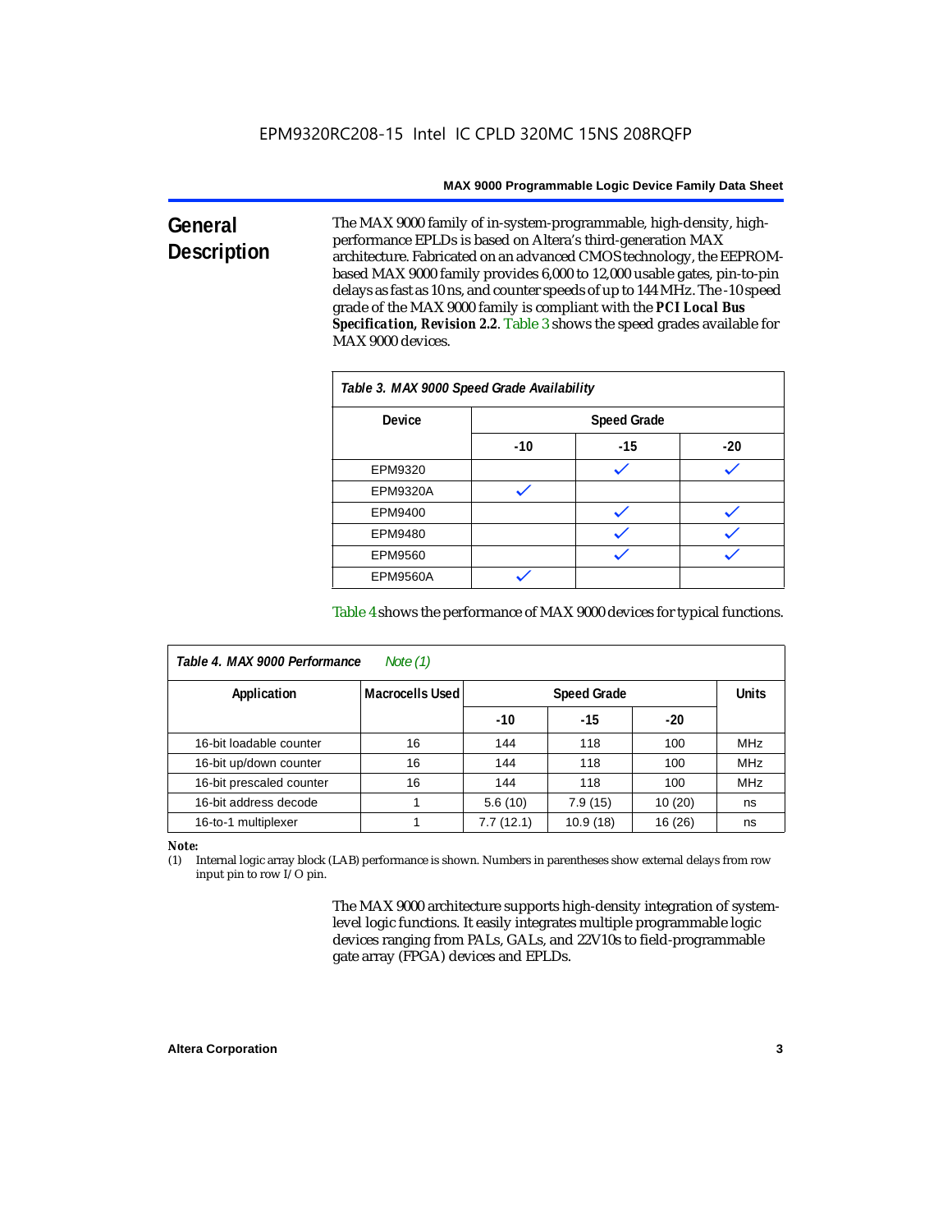## General Description

The MAX 9000 family of in-system-programmable, high-density, high-performance EPLDs is based on Altera's third-generation MAX architecture. Fabricated on an advanced CMOS technology, the EEPROM-based MAX 9000 family provides 6,000 to 12,000 usable gates, pin-to-pin delays as fast as 10 ns, and counter speeds of up to 144 MHz. The -10 speed grade of the MAX 9000 family is compliant with the ***PCI Local Bus Specification, Revision 2.2***. Table 3 shows the speed grades available for MAX 9000 devices.

*Table 3. MAX 9000 Speed Grade Availability*

| Device | Speed Grade | | |
|---|---|---|---|
| | -10 | -15 | -20 |
| EPM9320 | | ✓ | ✓ |
| EPM9320A | ✓ | | |
| EPM9400 | | ✓ | ✓ |
| EPM9480 | | ✓ | ✓ |
| EPM9560 | | ✓ | ✓ |
| EPM9560A | ✓ | | |

Table 4 shows the performance of MAX 9000 devices for typical functions.

*Table 4. MAX 9000 Performance Note (1)*

| Application | Macrocells Used | Speed Grade | | | Units |
|---|---|---|---|---|---|
| | | -10 | -15 | -20 | |
| 16-bit loadable counter | 16 | 144 | 118 | 100 | MHz |
| 16-bit up/down counter | 16 | 144 | 118 | 100 | MHz |
| 16-bit prescaled counter | 16 | 144 | 118 | 100 | MHz |
| 16-bit address decode | 1 | 5.6 (10) | 7.9 (15) | 10 (20) | ns |
| 16-to-1 multiplexer | 1 | 7.7 (12.1) | 10.9 (18) | 16 (26) | ns |

**Note:**

(1) Internal logic array block (LAB) performance is shown. Numbers in parentheses show external delays from row input pin to row I/O pin.

The MAX 9000 architecture supports high-density integration of system-level logic functions. It easily integrates multiple programmable logic devices ranging from PALs, GALs, and 22V10s to field-programmable gate array (FPGA) devices and EPLDs.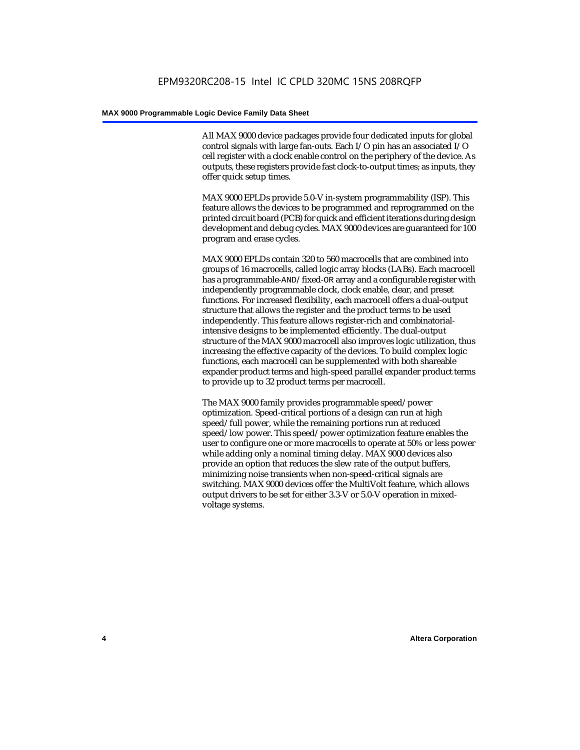All MAX 9000 device packages provide four dedicated inputs for global control signals with large fan-outs. Each I/O pin has an associated I/O cell register with a clock enable control on the periphery of the device. As outputs, these registers provide fast clock-to-output times; as inputs, they offer quick setup times.

MAX 9000 EPLDs provide 5.0-V in-system programmability (ISP). This feature allows the devices to be programmed and reprogrammed on the printed circuit board (PCB) for quick and efficient iterations during design development and debug cycles. MAX 9000 devices are guaranteed for 100 program and erase cycles.

MAX 9000 EPLDs contain 320 to 560 macrocells that are combined into groups of 16 macrocells, called logic array blocks (LABs). Each macrocell has a programmable-AND/fixed-OR array and a configurable register with independently programmable clock, clock enable, clear, and preset functions. For increased flexibility, each macrocell offers a dual-output structure that allows the register and the product terms to be used independently. This feature allows register-rich and combinatorial-intensive designs to be implemented efficiently. The dual-output structure of the MAX 9000 macrocell also improves logic utilization, thus increasing the effective capacity of the devices. To build complex logic functions, each macrocell can be supplemented with both shareable expander product terms and high-speed parallel expander product terms to provide up to 32 product terms per macrocell.

The MAX 9000 family provides programmable speed/power optimization. Speed-critical portions of a design can run at high speed/full power, while the remaining portions run at reduced speed/low power. This speed/power optimization feature enables the user to configure one or more macrocells to operate at 50% or less power while adding only a nominal timing delay. MAX 9000 devices also provide an option that reduces the slew rate of the output buffers, minimizing noise transients when non-speed-critical signals are switching. MAX 9000 devices offer the MultiVolt feature, which allows output drivers to be set for either 3.3-V or 5.0-V operation in mixed-voltage systems.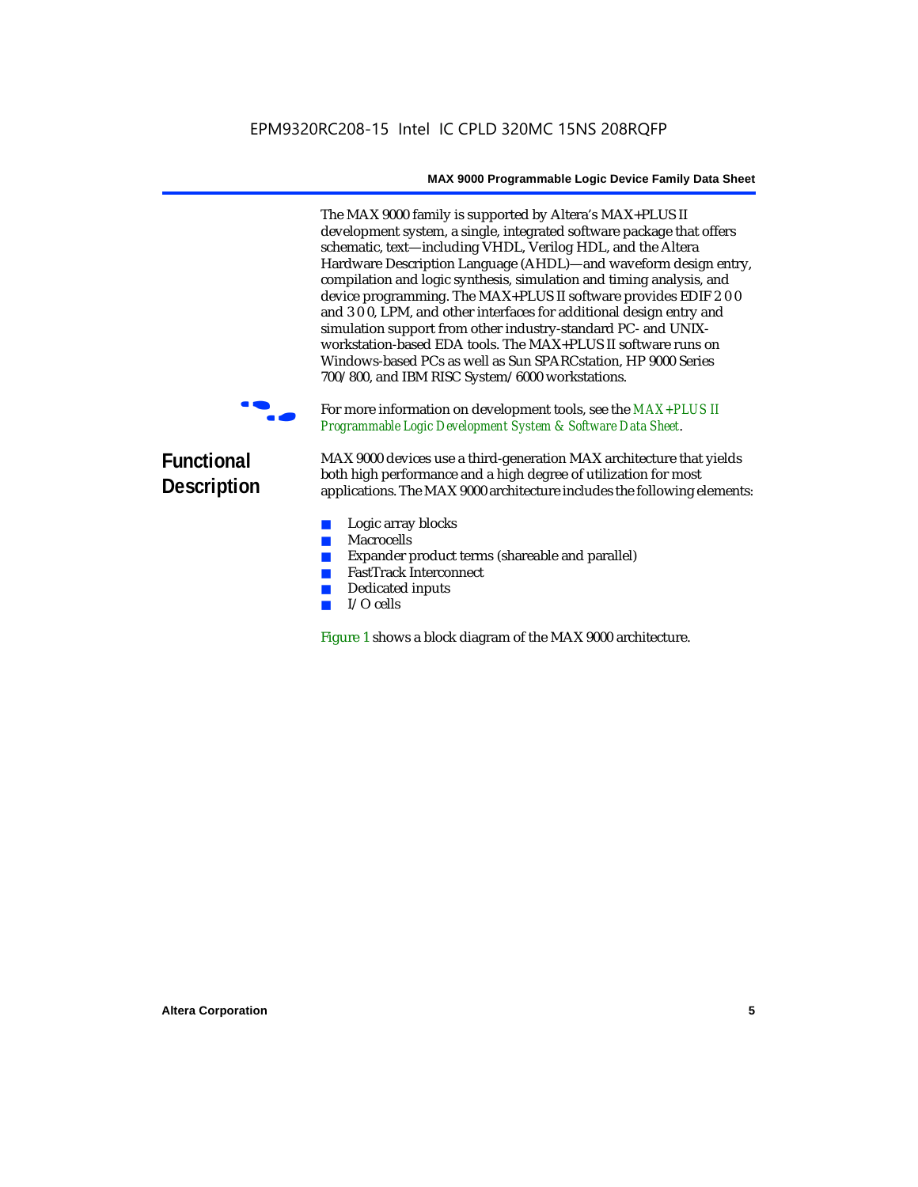The MAX 9000 family is supported by Altera's MAX+PLUS II development system, a single, integrated software package that offers schematic, text—including VHDL, Verilog HDL, and the Altera Hardware Description Language (AHDL)—and waveform design entry, compilation and logic synthesis, simulation and timing analysis, and device programming. The MAX+PLUS II software provides EDIF 2 0 0 and 3 0 0, LPM, and other interfaces for additional design entry and simulation support from other industry-standard PC- and UNIX-workstation-based EDA tools. The MAX+PLUS II software runs on Windows-based PCs as well as Sun SPARCstation, HP 9000 Series 700/800, and IBM RISC System/6000 workstations.

For more information on development tools, see the *MAX+PLUS II Programmable Logic Development System & Software Data Sheet*.

## Functional Description

MAX 9000 devices use a third-generation MAX architecture that yields both high performance and a high degree of utilization for most applications. The MAX 9000 architecture includes the following elements:

- Logic array blocks
- Macrocells
- Expander product terms (shareable and parallel)
- FastTrack Interconnect
- Dedicated inputs
- I/O cells

Figure 1 shows a block diagram of the MAX 9000 architecture.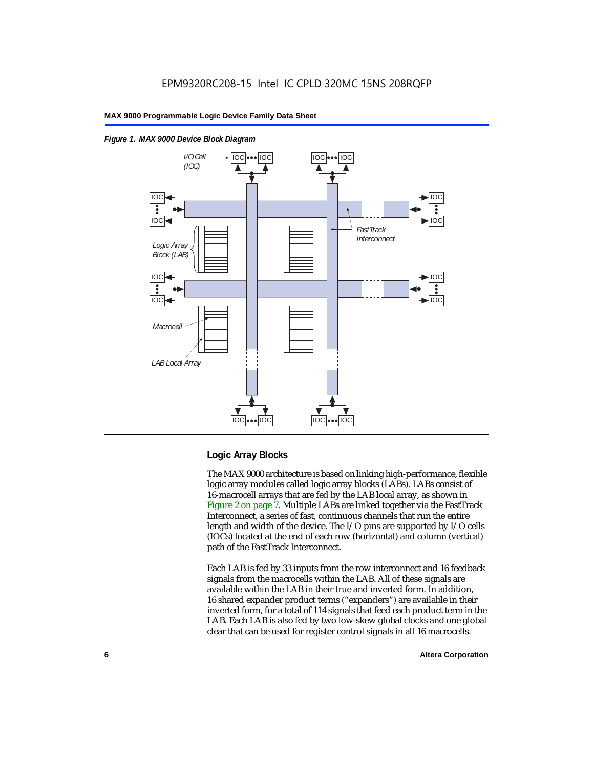*Figure 1. MAX 9000 Device Block Diagram*

## Logic Array Blocks

The MAX 9000 architecture is based on linking high-performance, flexible logic array modules called logic array blocks (LABs). LABs consist of 16-macrocell arrays that are fed by the LAB local array, as shown in Figure 2 on page 7. Multiple LABs are linked together via the FastTrack Interconnect, a series of fast, continuous channels that run the entire length and width of the device. The I/O pins are supported by I/O cells (IOCs) located at the end of each row (horizontal) and column (vertical) path of the FastTrack Interconnect.

Each LAB is fed by 33 inputs from the row interconnect and 16 feedback signals from the macrocells within the LAB. All of these signals are available within the LAB in their true and inverted form. In addition, 16 shared expander product terms ("expanders") are available in their inverted form, for a total of 114 signals that feed each product term in the LAB. Each LAB is also fed by two low-skew global clocks and one global clear that can be used for register control signals in all 16 macrocells.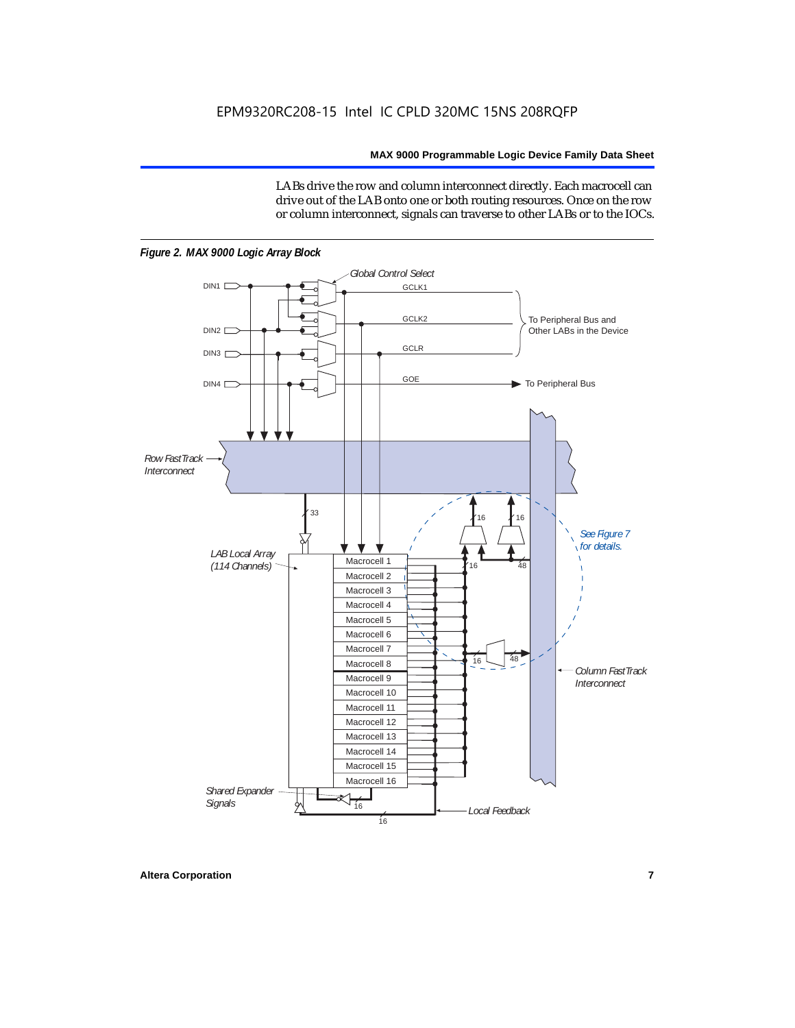LABs drive the row and column interconnect directly. Each macrocell can drive out of the LAB onto one or both routing resources. Once on the row or column interconnect, signals can traverse to other LABs or to the IOCs.

*Figure 2. MAX 9000 Logic Array Block*

Global Control Select

DIN1 DIN2 DIN3 DIN4

GCLK1 GCLK2 GCLR GOE

To Peripheral Bus and Other LABs in the Device

To Peripheral Bus

Row FastTrack Interconnect

33

16 16

See Figure 7 for details.

LAB Local Array (114 Channels)

Macrocell 1
Macrocell 2
Macrocell 3
Macrocell 4
Macrocell 5
Macrocell 6
Macrocell 7
Macrocell 8
Macrocell 9
Macrocell 10
Macrocell 11
Macrocell 12
Macrocell 13
Macrocell 14
Macrocell 15
Macrocell 16

16 48

16 48

Column FastTrack Interconnect

Shared Expander Signals

16

16

Local Feedback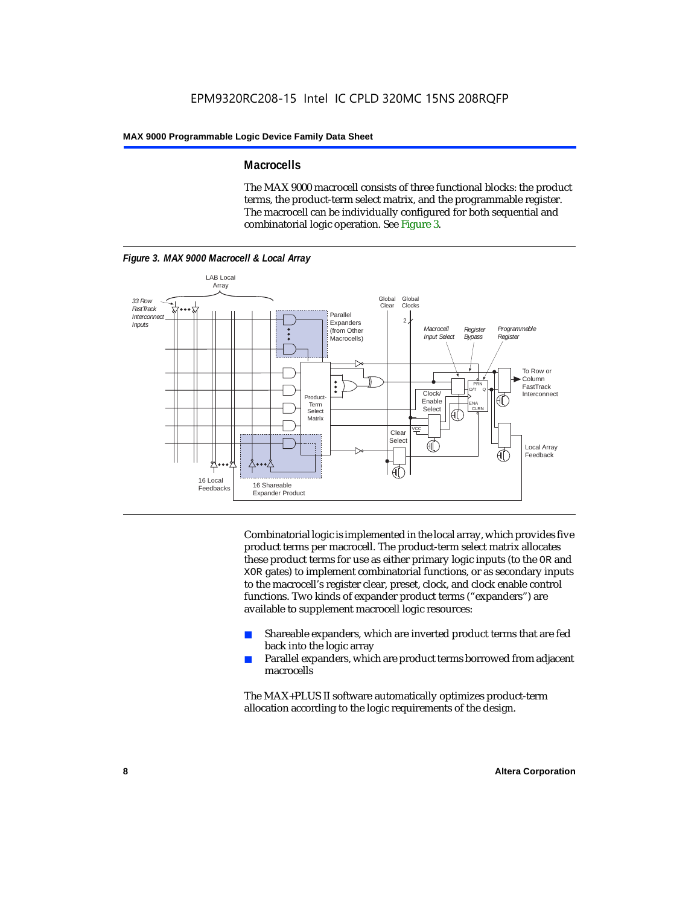## Macrocells

The MAX 9000 macrocell consists of three functional blocks: the product terms, the product-term select matrix, and the programmable register. The macrocell can be individually configured for both sequential and combinatorial logic operation. See Figure 3.

*Figure 3. MAX 9000 Macrocell & Local Array*

Combinatorial logic is implemented in the local array, which provides five product terms per macrocell. The product-term select matrix allocates these product terms for use as either primary logic inputs (to the OR and XOR gates) to implement combinatorial functions, or as secondary inputs to the macrocell's register clear, preset, clock, and clock enable control functions. Two kinds of expander product terms ("expanders") are available to supplement macrocell logic resources:

- Shareable expanders, which are inverted product terms that are fed back into the logic array
- Parallel expanders, which are product terms borrowed from adjacent macrocells

The MAX+PLUS II software automatically optimizes product-term allocation according to the logic requirements of the design.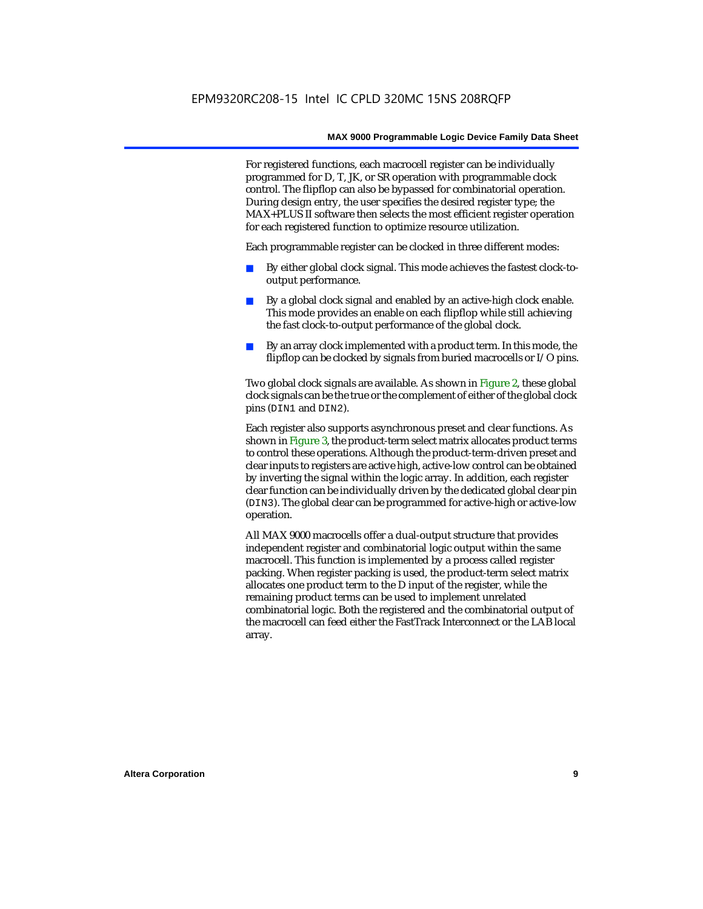For registered functions, each macrocell register can be individually programmed for D, T, JK, or SR operation with programmable clock control. The flipflop can also be bypassed for combinatorial operation. During design entry, the user specifies the desired register type; the MAX+PLUS II software then selects the most efficient register operation for each registered function to optimize resource utilization.

Each programmable register can be clocked in three different modes:

- By either global clock signal. This mode achieves the fastest clock-to-output performance.
- By a global clock signal and enabled by an active-high clock enable. This mode provides an enable on each flipflop while still achieving the fast clock-to-output performance of the global clock.
- By an array clock implemented with a product term. In this mode, the flipflop can be clocked by signals from buried macrocells or I/O pins.

Two global clock signals are available. As shown in Figure 2, these global clock signals can be the true or the complement of either of the global clock pins (`DIN1` and `DIN2`).

Each register also supports asynchronous preset and clear functions. As shown in Figure 3, the product-term select matrix allocates product terms to control these operations. Although the product-term-driven preset and clear inputs to registers are active high, active-low control can be obtained by inverting the signal within the logic array. In addition, each register clear function can be individually driven by the dedicated global clear pin (`DIN3`). The global clear can be programmed for active-high or active-low operation.

All MAX 9000 macrocells offer a dual-output structure that provides independent register and combinatorial logic output within the same macrocell. This function is implemented by a process called register packing. When register packing is used, the product-term select matrix allocates one product term to the D input of the register, while the remaining product terms can be used to implement unrelated combinatorial logic. Both the registered and the combinatorial output of the macrocell can feed either the FastTrack Interconnect or the LAB local array.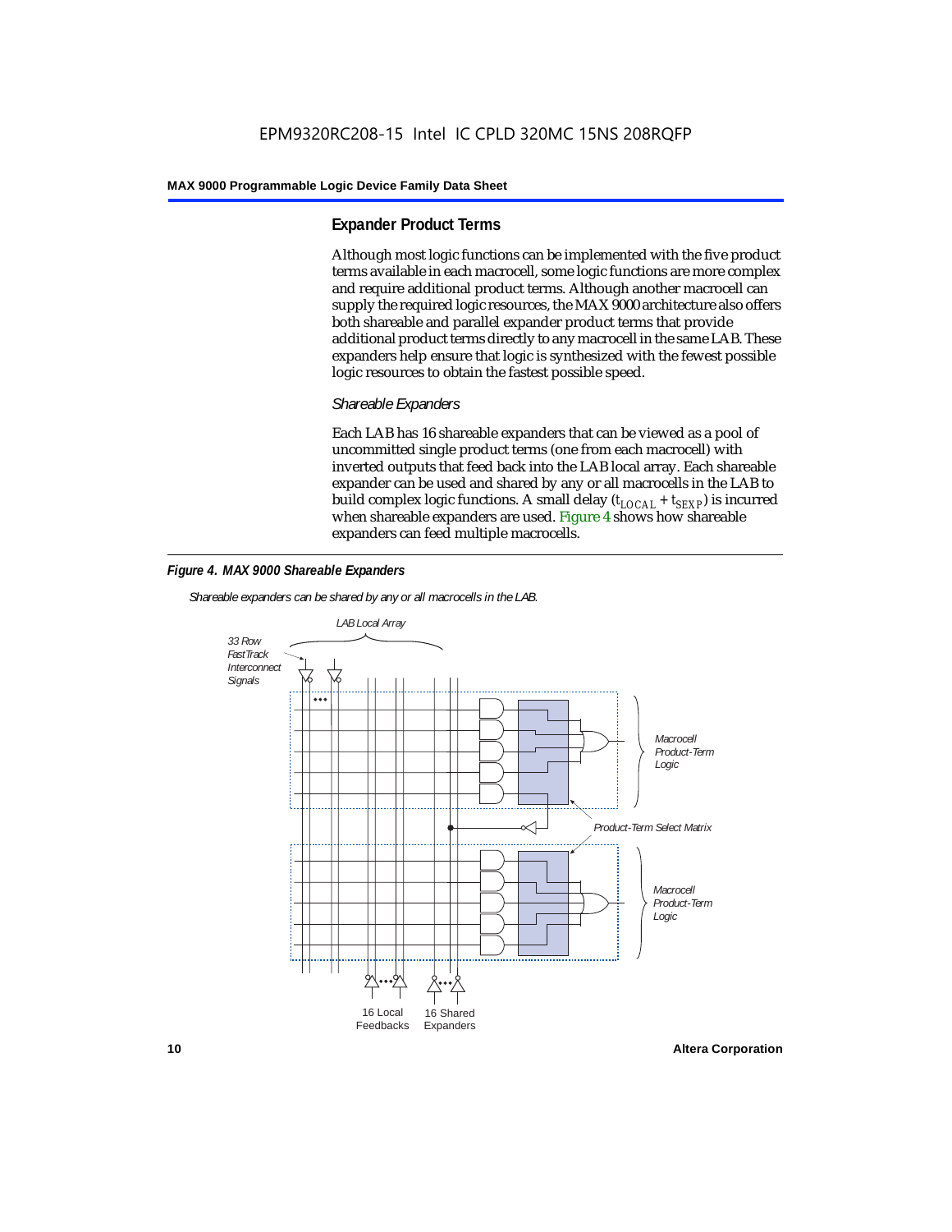## Expander Product Terms

Although most logic functions can be implemented with the five product terms available in each macrocell, some logic functions are more complex and require additional product terms. Although another macrocell can supply the required logic resources, the MAX 9000 architecture also offers both shareable and parallel expander product terms that provide additional product terms directly to any macrocell in the same LAB. These expanders help ensure that logic is synthesized with the fewest possible logic resources to obtain the fastest possible speed.

### *Shareable Expanders*

Each LAB has 16 shareable expanders that can be viewed as a pool of uncommitted single product terms (one from each macrocell) with inverted outputs that feed back into the LAB local array. Each shareable expander can be used and shared by any or all macrocells in the LAB to build complex logic functions. A small delay ($t_{LOCAL} + t_{SEXP}$) is incurred when shareable expanders are used. Figure 4 shows how shareable expanders can feed multiple macrocells.

***Figure 4. MAX 9000 Shareable Expanders***

*Shareable expanders can be shared by any or all macrocells in the LAB.*

*LAB Local Array*

*33 Row FastTrack Interconnect Signals*

*Macrocell Product-Term Logic*

*Product-Term Select Matrix*

*Macrocell Product-Term Logic*

16 Local Feedbacks

16 Shared Expanders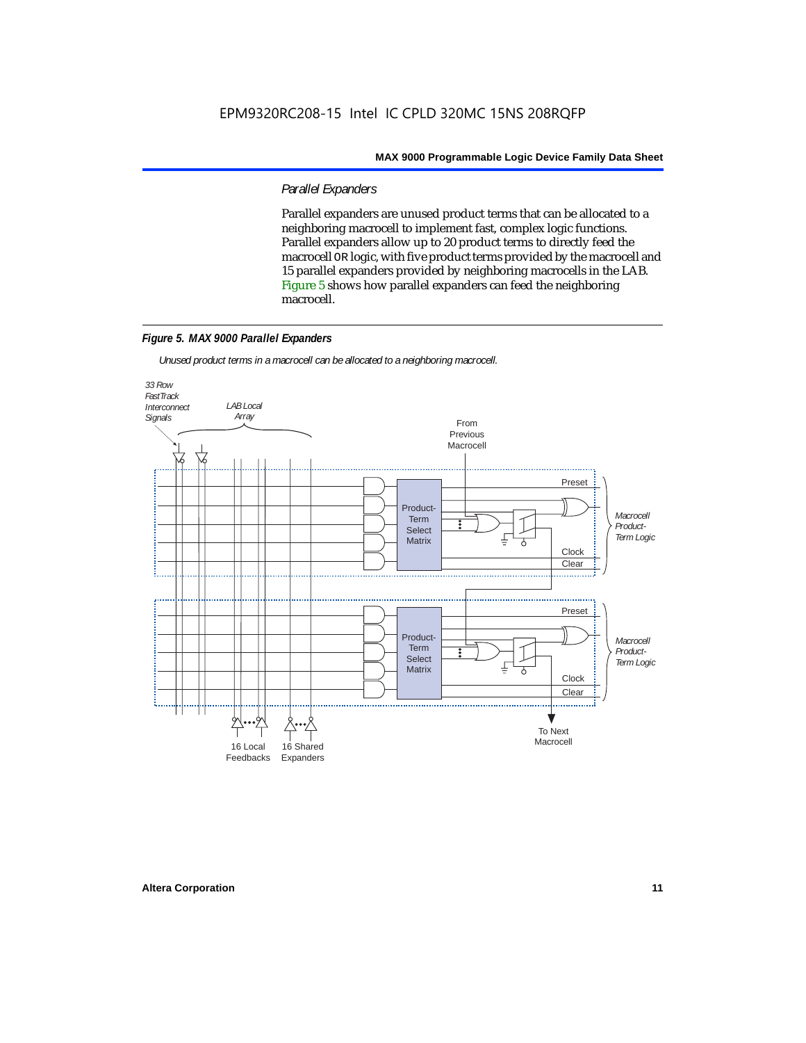### Parallel Expanders

Parallel expanders are unused product terms that can be allocated to a neighboring macrocell to implement fast, complex logic functions. Parallel expanders allow up to 20 product terms to directly feed the macrocell OR logic, with five product terms provided by the macrocell and 15 parallel expanders provided by neighboring macrocells in the LAB. Figure 5 shows how parallel expanders can feed the neighboring macrocell.

**Figure 5. MAX 9000 Parallel Expanders**

*Unused product terms in a macrocell can be allocated to a neighboring macrocell.*

33 Row FastTrack Interconnect Signals

LAB Local Array

From Previous Macrocell

Preset

Product-Term Select Matrix

Clock

Clear

Macrocell Product-Term Logic

Preset

Product-Term Select Matrix

Clock

Clear

Macrocell Product-Term Logic

16 Local Feedbacks

16 Shared Expanders

To Next Macrocell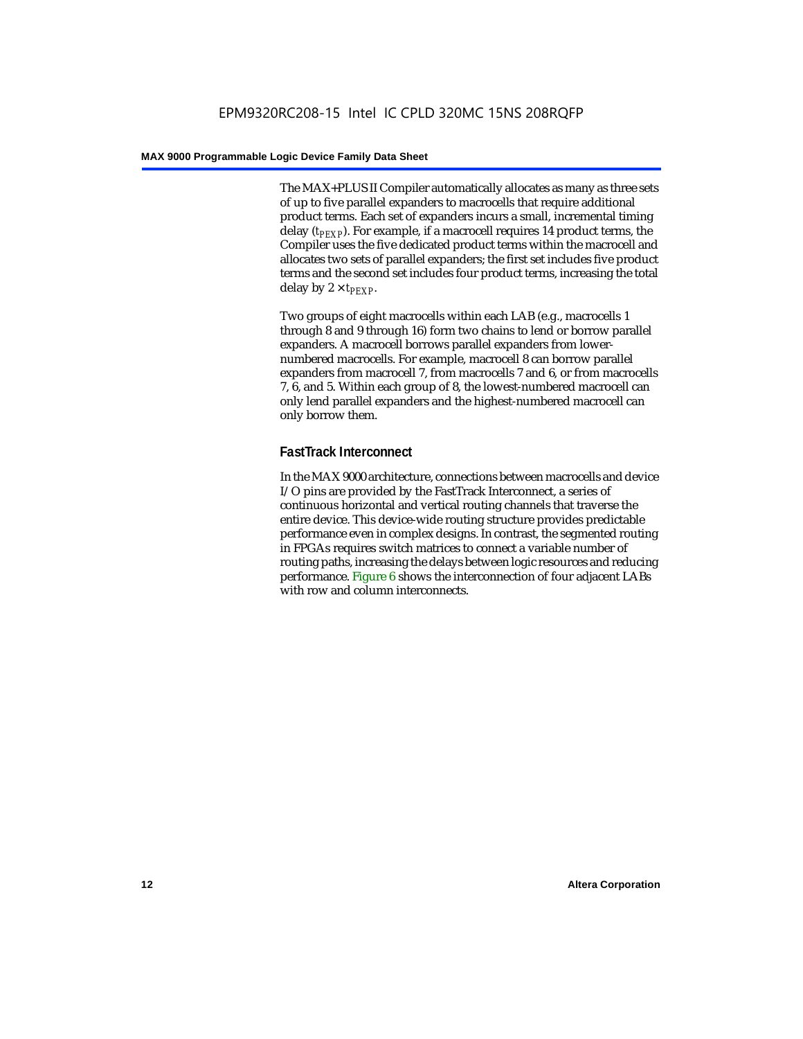The MAX+PLUS II Compiler automatically allocates as many as three sets of up to five parallel expanders to macrocells that require additional product terms. Each set of expanders incurs a small, incremental timing delay ($t_{PEXP}$). For example, if a macrocell requires 14 product terms, the Compiler uses the five dedicated product terms within the macrocell and allocates two sets of parallel expanders; the first set includes five product terms and the second set includes four product terms, increasing the total delay by $2 \times t_{PEXP}$.

Two groups of eight macrocells within each LAB (e.g., macrocells 1 through 8 and 9 through 16) form two chains to lend or borrow parallel expanders. A macrocell borrows parallel expanders from lower-numbered macrocells. For example, macrocell 8 can borrow parallel expanders from macrocell 7, from macrocells 7 and 6, or from macrocells 7, 6, and 5. Within each group of 8, the lowest-numbered macrocell can only lend parallel expanders and the highest-numbered macrocell can only borrow them.

### FastTrack Interconnect

In the MAX 9000 architecture, connections between macrocells and device I/O pins are provided by the FastTrack Interconnect, a series of continuous horizontal and vertical routing channels that traverse the entire device. This device-wide routing structure provides predictable performance even in complex designs. In contrast, the segmented routing in FPGAs requires switch matrices to connect a variable number of routing paths, increasing the delays between logic resources and reducing performance. Figure 6 shows the interconnection of four adjacent LABs with row and column interconnects.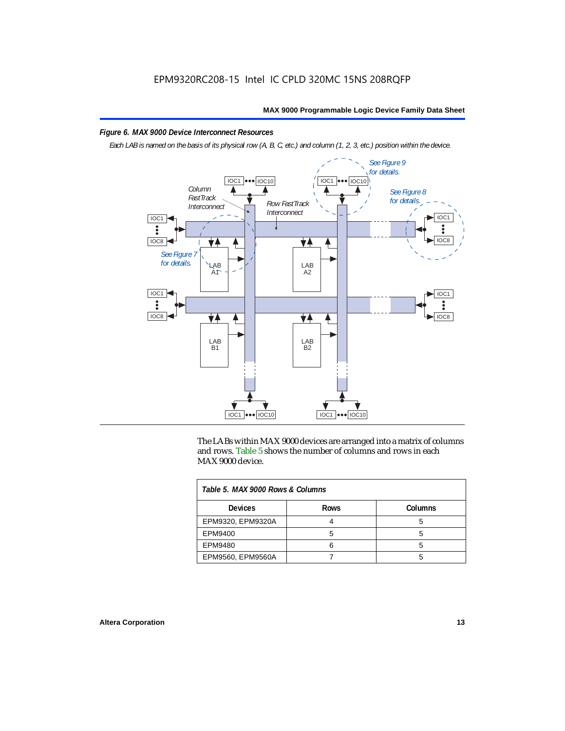**Figure 6. MAX 9000 Device Interconnect Resources**

*Each LAB is named on the basis of its physical row (A, B, C, etc.) and column (1, 2, 3, etc.) position within the device.*

The LABs within MAX 9000 devices are arranged into a matrix of columns and rows. Table 5 shows the number of columns and rows in each MAX 9000 device.

**Table 5. MAX 9000 Rows & Columns**

| Devices | Rows | Columns |
|---|---|---|
| EPM9320, EPM9320A | 4 | 5 |
| EPM9400 | 5 | 5 |
| EPM9480 | 6 | 5 |
| EPM9560, EPM9560A | 7 | 5 |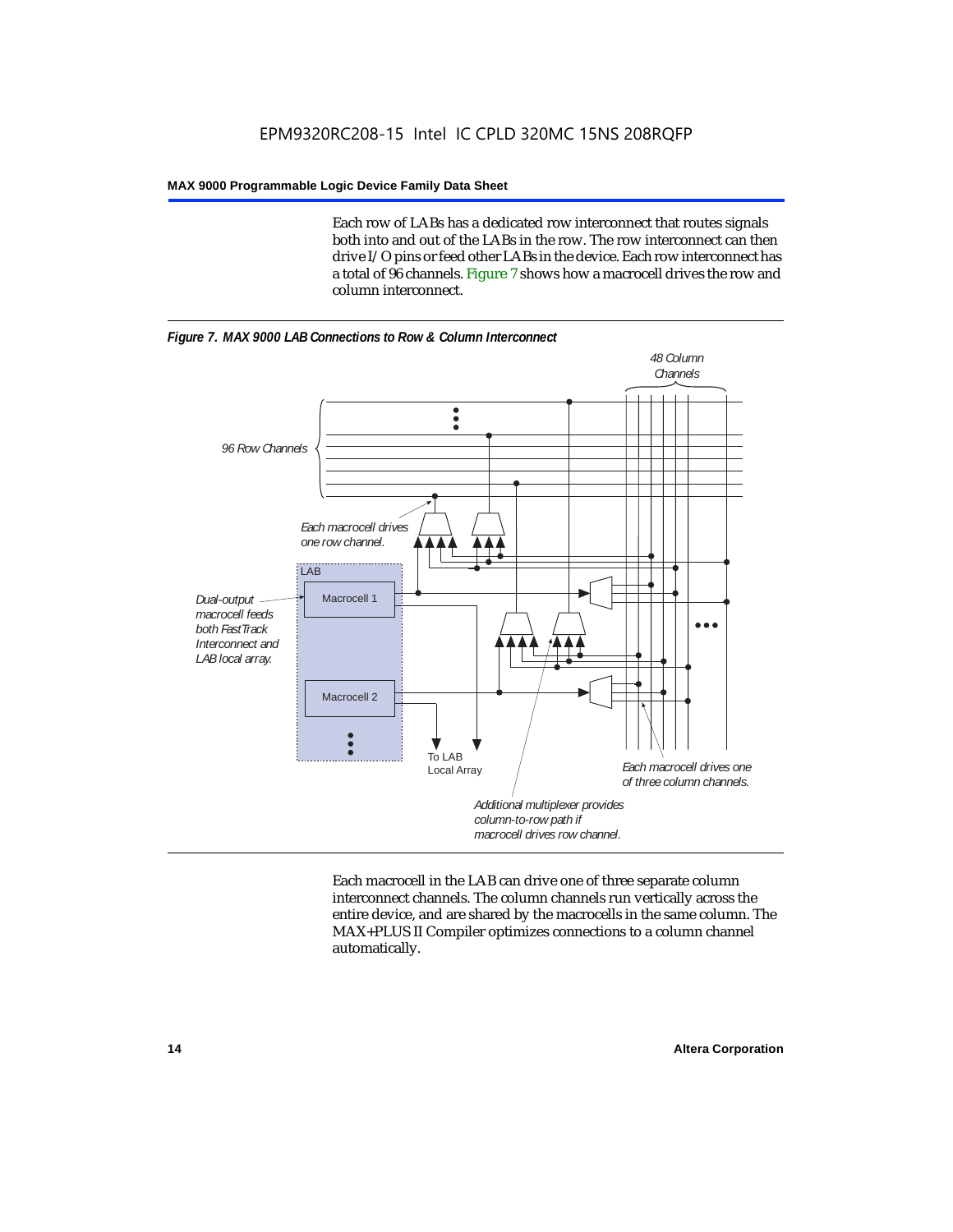Each row of LABs has a dedicated row interconnect that routes signals both into and out of the LABs in the row. The row interconnect can then drive I/O pins or feed other LABs in the device. Each row interconnect has a total of 96 channels. Figure 7 shows how a macrocell drives the row and column interconnect.

*Figure 7. MAX 9000 LAB Connections to Row & Column Interconnect*

Each macrocell in the LAB can drive one of three separate column interconnect channels. The column channels run vertically across the entire device, and are shared by the macrocells in the same column. The MAX+PLUS II Compiler optimizes connections to a column channel automatically.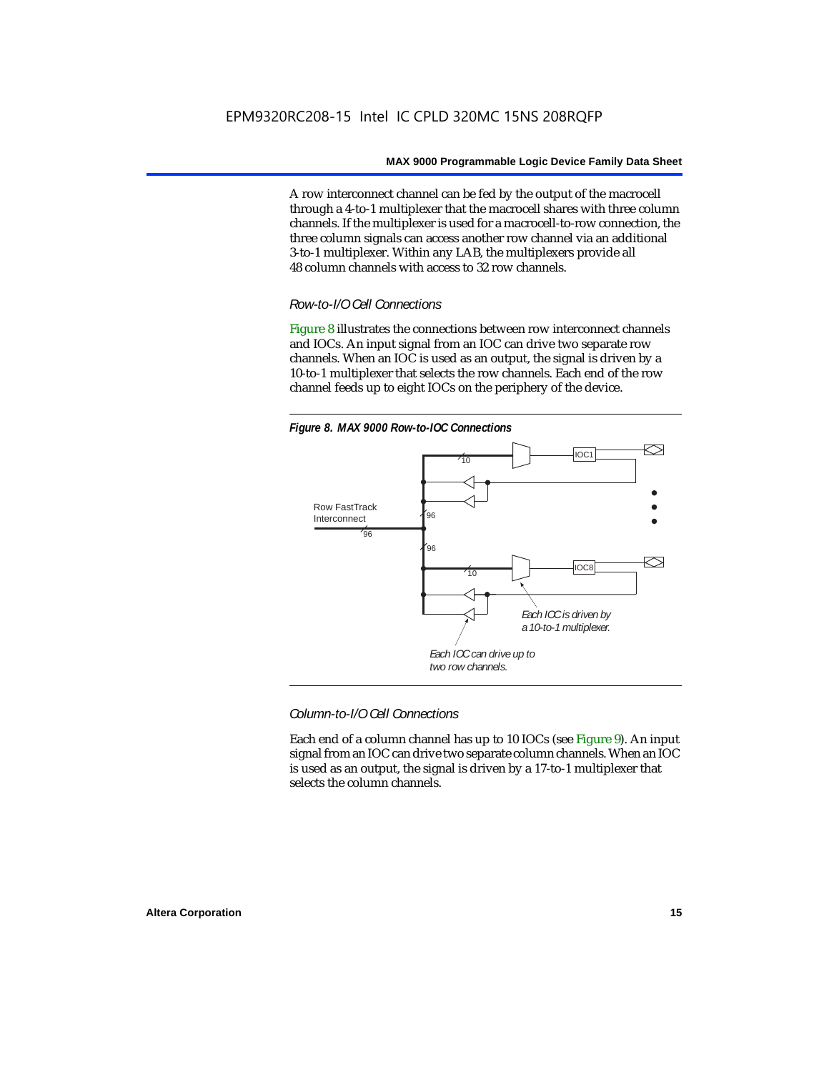A row interconnect channel can be fed by the output of the macrocell through a 4-to-1 multiplexer that the macrocell shares with three column channels. If the multiplexer is used for a macrocell-to-row connection, the three column signals can access another row channel via an additional 3-to-1 multiplexer. Within any LAB, the multiplexers provide all 48 column channels with access to 32 row channels.

*Row-to-I/O Cell Connections*

Figure 8 illustrates the connections between row interconnect channels and IOCs. An input signal from an IOC can drive two separate row channels. When an IOC is used as an output, the signal is driven by a 10-to-1 multiplexer that selects the row channels. Each end of the row channel feeds up to eight IOCs on the periphery of the device.

***Figure 8. MAX 9000 Row-to-IOC Connections***

*Column-to-I/O Cell Connections*

Each end of a column channel has up to 10 IOCs (see Figure 9). An input signal from an IOC can drive two separate column channels. When an IOC is used as an output, the signal is driven by a 17-to-1 multiplexer that selects the column channels.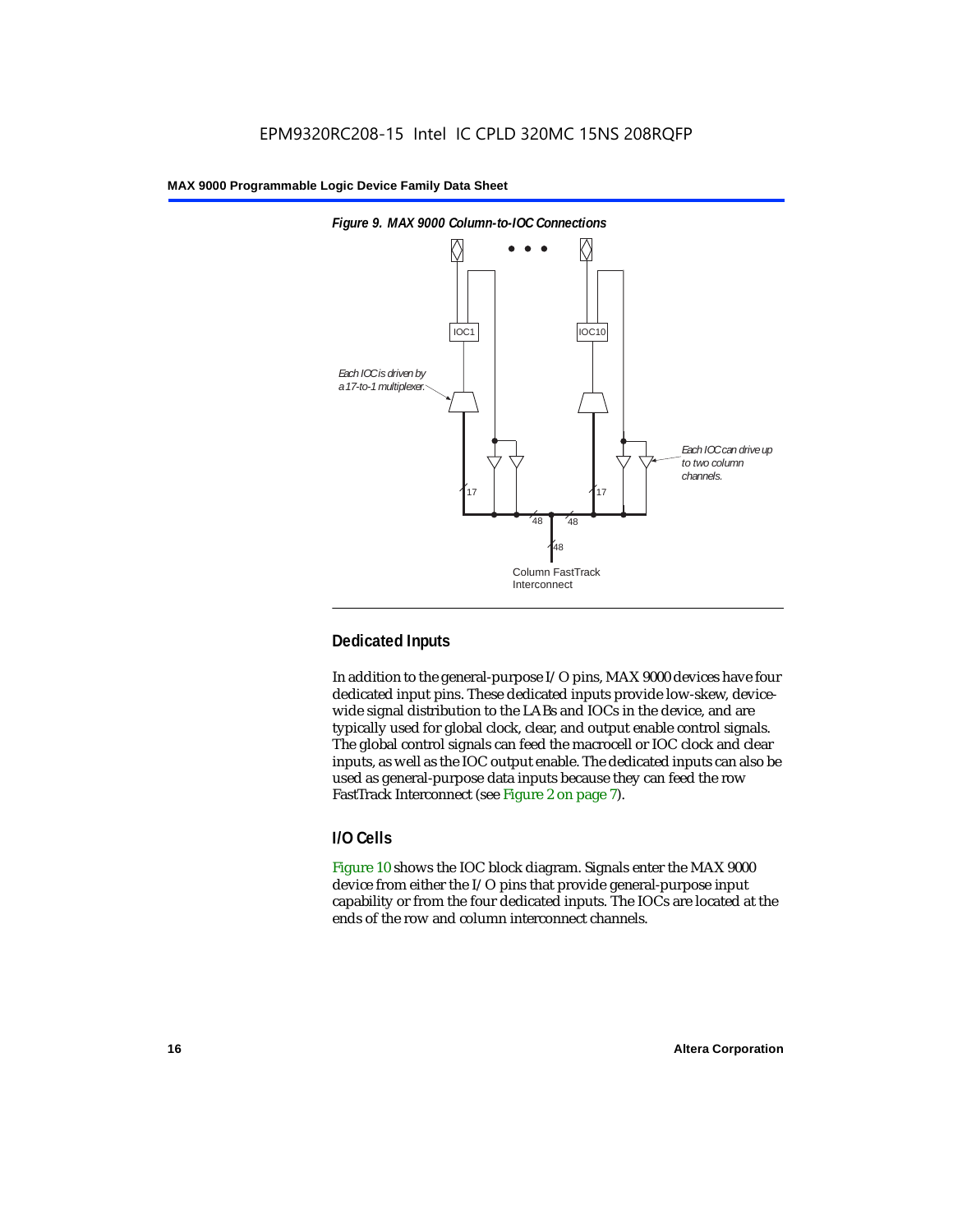*Figure 9. MAX 9000 Column-to-IOC Connections*

## Dedicated Inputs

In addition to the general-purpose I/O pins, MAX 9000 devices have four dedicated input pins. These dedicated inputs provide low-skew, device-wide signal distribution to the LABs and IOCs in the device, and are typically used for global clock, clear, and output enable control signals. The global control signals can feed the macrocell or IOC clock and clear inputs, as well as the IOC output enable. The dedicated inputs can also be used as general-purpose data inputs because they can feed the row FastTrack Interconnect (see Figure 2 on page 7).

## I/O Cells

Figure 10 shows the IOC block diagram. Signals enter the MAX 9000 device from either the I/O pins that provide general-purpose input capability or from the four dedicated inputs. The IOCs are located at the ends of the row and column interconnect channels.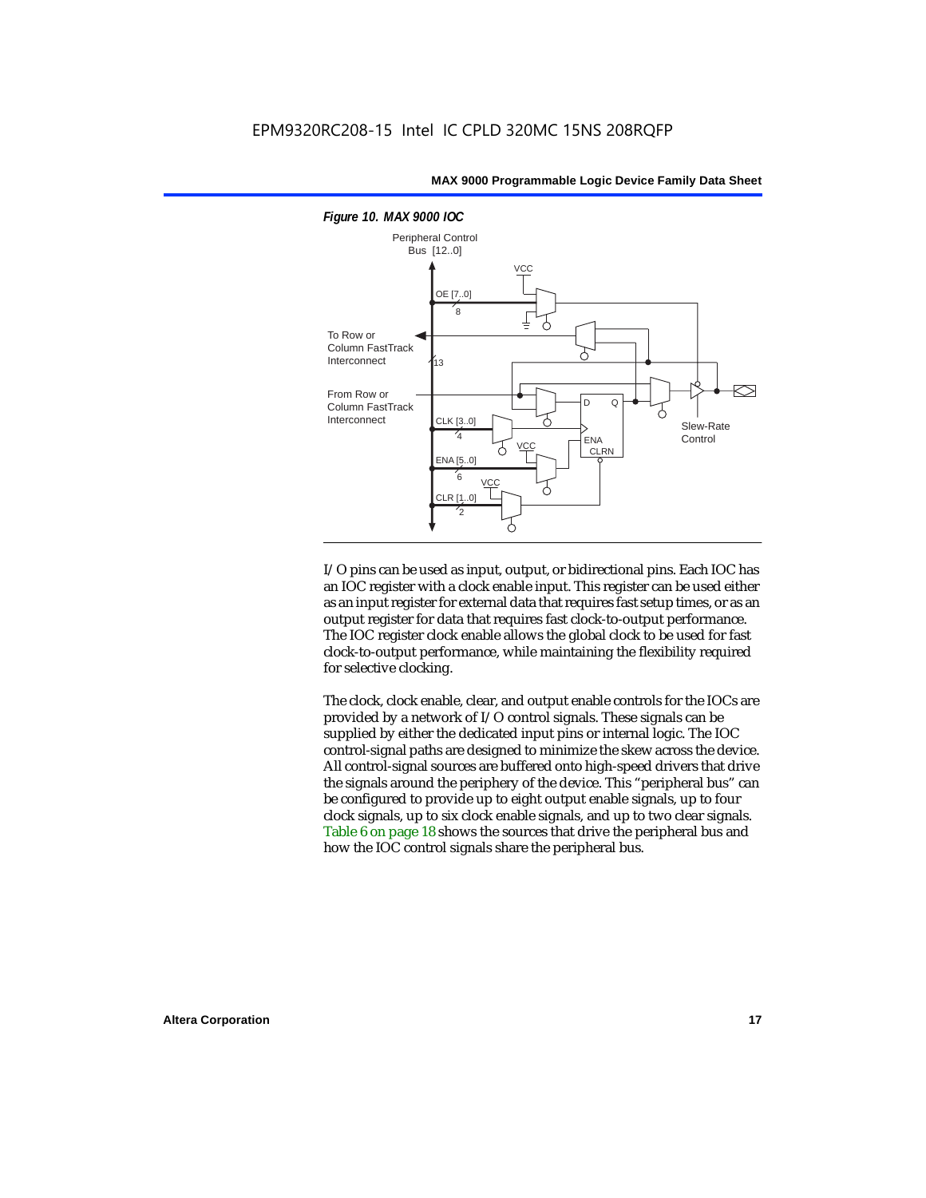*Figure 10. MAX 9000 IOC*

I/O pins can be used as input, output, or bidirectional pins. Each IOC has an IOC register with a clock enable input. This register can be used either as an input register for external data that requires fast setup times, or as an output register for data that requires fast clock-to-output performance. The IOC register clock enable allows the global clock to be used for fast clock-to-output performance, while maintaining the flexibility required for selective clocking.

The clock, clock enable, clear, and output enable controls for the IOCs are provided by a network of I/O control signals. These signals can be supplied by either the dedicated input pins or internal logic. The IOC control-signal paths are designed to minimize the skew across the device. All control-signal sources are buffered onto high-speed drivers that drive the signals around the periphery of the device. This "peripheral bus" can be configured to provide up to eight output enable signals, up to four clock signals, up to six clock enable signals, and up to two clear signals. Table 6 on page 18 shows the sources that drive the peripheral bus and how the IOC control signals share the peripheral bus.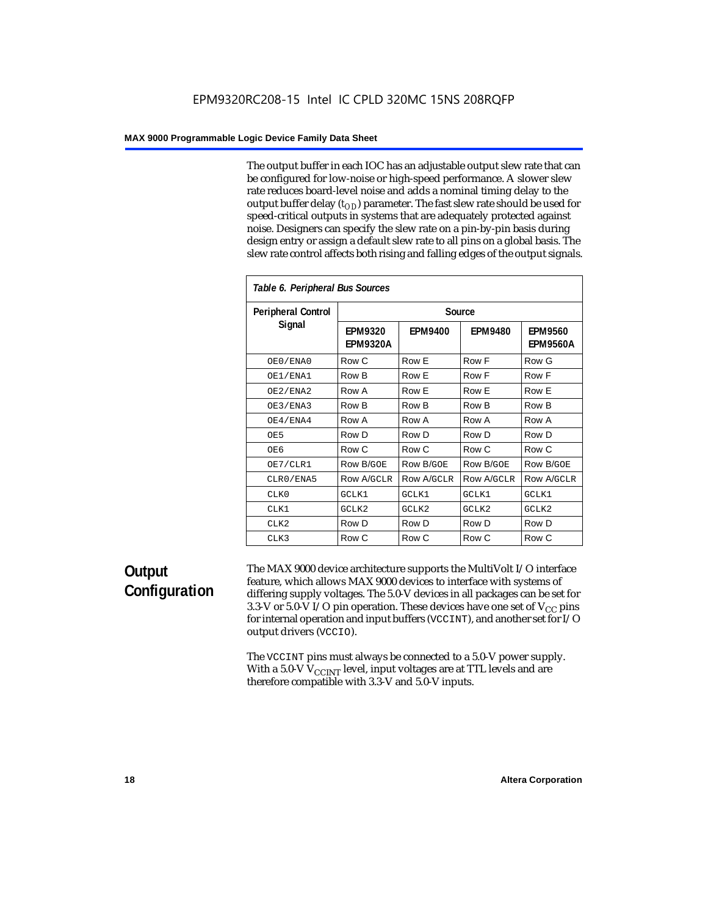The output buffer in each IOC has an adjustable output slew rate that can be configured for low-noise or high-speed performance. A slower slew rate reduces board-level noise and adds a nominal timing delay to the output buffer delay ($t_{OD}$) parameter. The fast slew rate should be used for speed-critical outputs in systems that are adequately protected against noise. Designers can specify the slew rate on a pin-by-pin basis during design entry or assign a default slew rate to all pins on a global basis. The slew rate control affects both rising and falling edges of the output signals.

*Table 6. Peripheral Bus Sources*

| Peripheral Control Signal | Source | | | |
|---|---|---|---|---|
| | EPM9320 EPM9320A | EPM9400 | EPM9480 | EPM9560 EPM9560A |
| OE0/ENA0 | Row C | Row E | Row F | Row G |
| OE1/ENA1 | Row B | Row E | Row F | Row F |
| OE2/ENA2 | Row A | Row E | Row E | Row E |
| OE3/ENA3 | Row B | Row B | Row B | Row B |
| OE4/ENA4 | Row A | Row A | Row A | Row A |
| OE5 | Row D | Row D | Row D | Row D |
| OE6 | Row C | Row C | Row C | Row C |
| OE7/CLR1 | Row B/GOE | Row B/GOE | Row B/GOE | Row B/GOE |
| CLR0/ENA5 | Row A/GCLR | Row A/GCLR | Row A/GCLR | Row A/GCLR |
| CLK0 | GCLK1 | GCLK1 | GCLK1 | GCLK1 |
| CLK1 | GCLK2 | GCLK2 | GCLK2 | GCLK2 |
| CLK2 | Row D | Row D | Row D | Row D |
| CLK3 | Row C | Row C | Row C | Row C |

## Output Configuration

The MAX 9000 device architecture supports the MultiVolt I/O interface feature, which allows MAX 9000 devices to interface with systems of differing supply voltages. The 5.0-V devices in all packages can be set for 3.3-V or 5.0-V I/O pin operation. These devices have one set of $V_{CC}$ pins for internal operation and input buffers (VCCINT), and another set for I/O output drivers (VCCIO).

The VCCINT pins must always be connected to a 5.0-V power supply. With a 5.0-V $V_{CCINT}$ level, input voltages are at TTL levels and are therefore compatible with 3.3-V and 5.0-V inputs.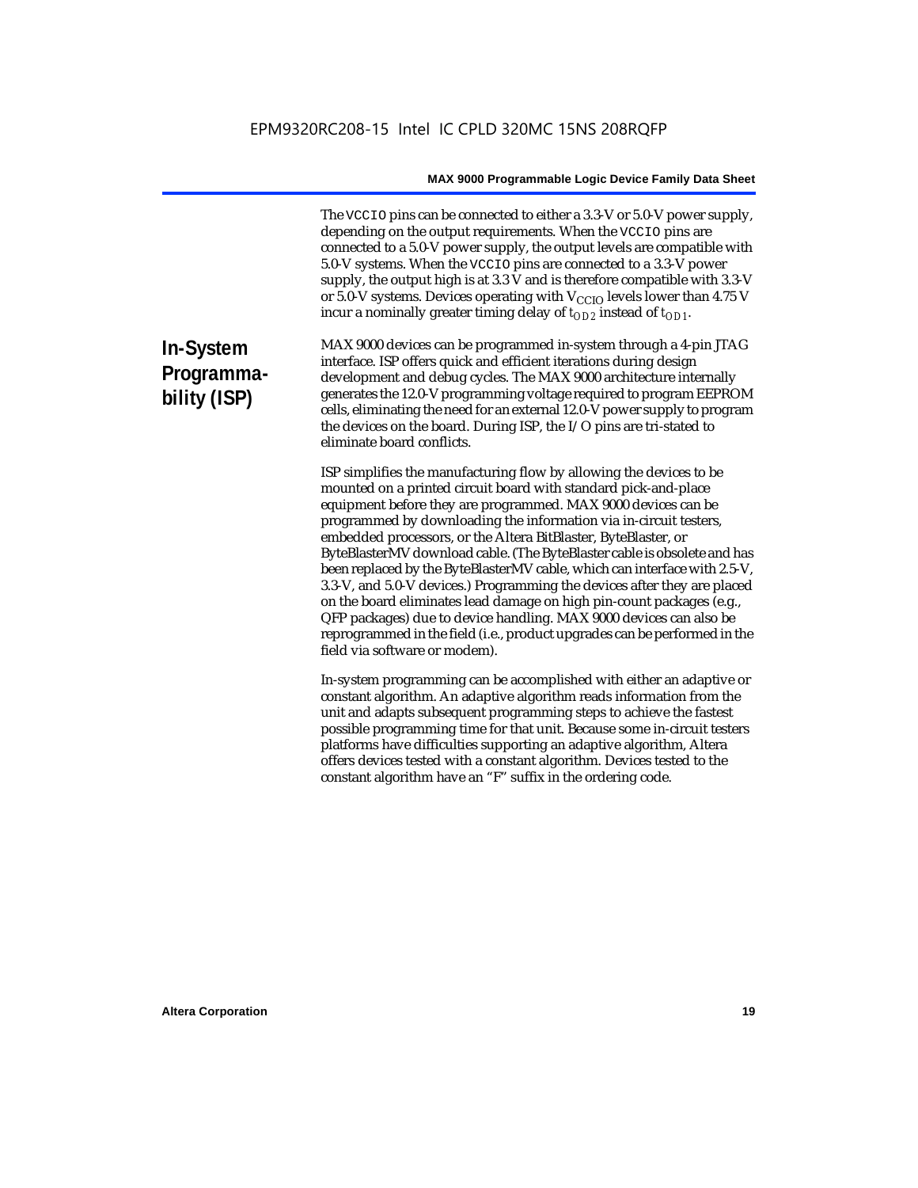The VCCIO pins can be connected to either a 3.3-V or 5.0-V power supply, depending on the output requirements. When the VCCIO pins are connected to a 5.0-V power supply, the output levels are compatible with 5.0-V systems. When the VCCIO pins are connected to a 3.3-V power supply, the output high is at 3.3 V and is therefore compatible with 3.3-V or 5.0-V systems. Devices operating with $V_{CCIO}$ levels lower than 4.75 V incur a nominally greater timing delay of $t_{OD2}$ instead of $t_{OD1}$.

## In-System Programmability (ISP)

MAX 9000 devices can be programmed in-system through a 4-pin JTAG interface. ISP offers quick and efficient iterations during design development and debug cycles. The MAX 9000 architecture internally generates the 12.0-V programming voltage required to program EEPROM cells, eliminating the need for an external 12.0-V power supply to program the devices on the board. During ISP, the I/O pins are tri-stated to eliminate board conflicts.

ISP simplifies the manufacturing flow by allowing the devices to be mounted on a printed circuit board with standard pick-and-place equipment before they are programmed. MAX 9000 devices can be programmed by downloading the information via in-circuit testers, embedded processors, or the Altera BitBlaster, ByteBlaster, or ByteBlasterMV download cable. (The ByteBlaster cable is obsolete and has been replaced by the ByteBlasterMV cable, which can interface with 2.5-V, 3.3-V, and 5.0-V devices.) Programming the devices after they are placed on the board eliminates lead damage on high pin-count packages (e.g., QFP packages) due to device handling. MAX 9000 devices can also be reprogrammed in the field (i.e., product upgrades can be performed in the field via software or modem).

In-system programming can be accomplished with either an adaptive or constant algorithm. An adaptive algorithm reads information from the unit and adapts subsequent programming steps to achieve the fastest possible programming time for that unit. Because some in-circuit testers platforms have difficulties supporting an adaptive algorithm, Altera offers devices tested with a constant algorithm. Devices tested to the constant algorithm have an "F" suffix in the ordering code.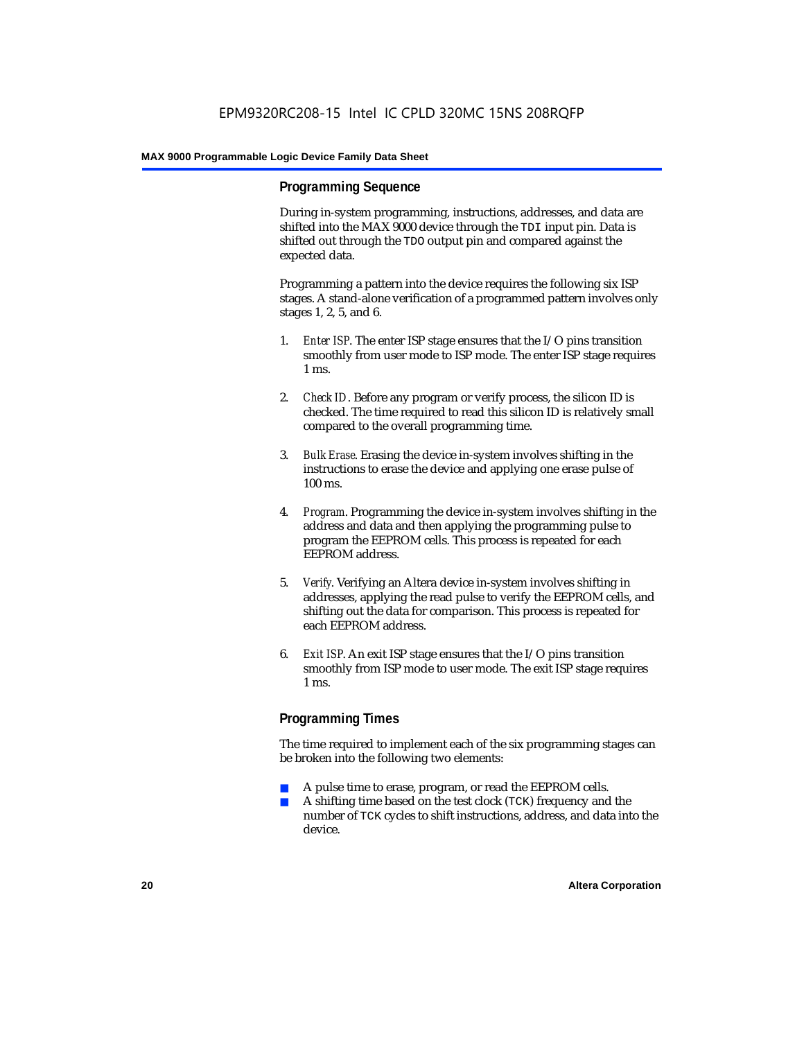### Programming Sequence

During in-system programming, instructions, addresses, and data are shifted into the MAX 9000 device through the `TDI` input pin. Data is shifted out through the `TDO` output pin and compared against the expected data.

Programming a pattern into the device requires the following six ISP stages. A stand-alone verification of a programmed pattern involves only stages 1, 2, 5, and 6.

1. *Enter ISP*. The enter ISP stage ensures that the I/O pins transition smoothly from user mode to ISP mode. The enter ISP stage requires 1 ms.
2. *Check ID*. Before any program or verify process, the silicon ID is checked. The time required to read this silicon ID is relatively small compared to the overall programming time.
3. *Bulk Erase*. Erasing the device in-system involves shifting in the instructions to erase the device and applying one erase pulse of 100 ms.
4. *Program*. Programming the device in-system involves shifting in the address and data and then applying the programming pulse to program the EEPROM cells. This process is repeated for each EEPROM address.
5. *Verify*. Verifying an Altera device in-system involves shifting in addresses, applying the read pulse to verify the EEPROM cells, and shifting out the data for comparison. This process is repeated for each EEPROM address.
6. *Exit ISP*. An exit ISP stage ensures that the I/O pins transition smoothly from ISP mode to user mode. The exit ISP stage requires 1 ms.

### Programming Times

The time required to implement each of the six programming stages can be broken into the following two elements:

- A pulse time to erase, program, or read the EEPROM cells.
- A shifting time based on the test clock (`TCK`) frequency and the number of `TCK` cycles to shift instructions, address, and data into the device.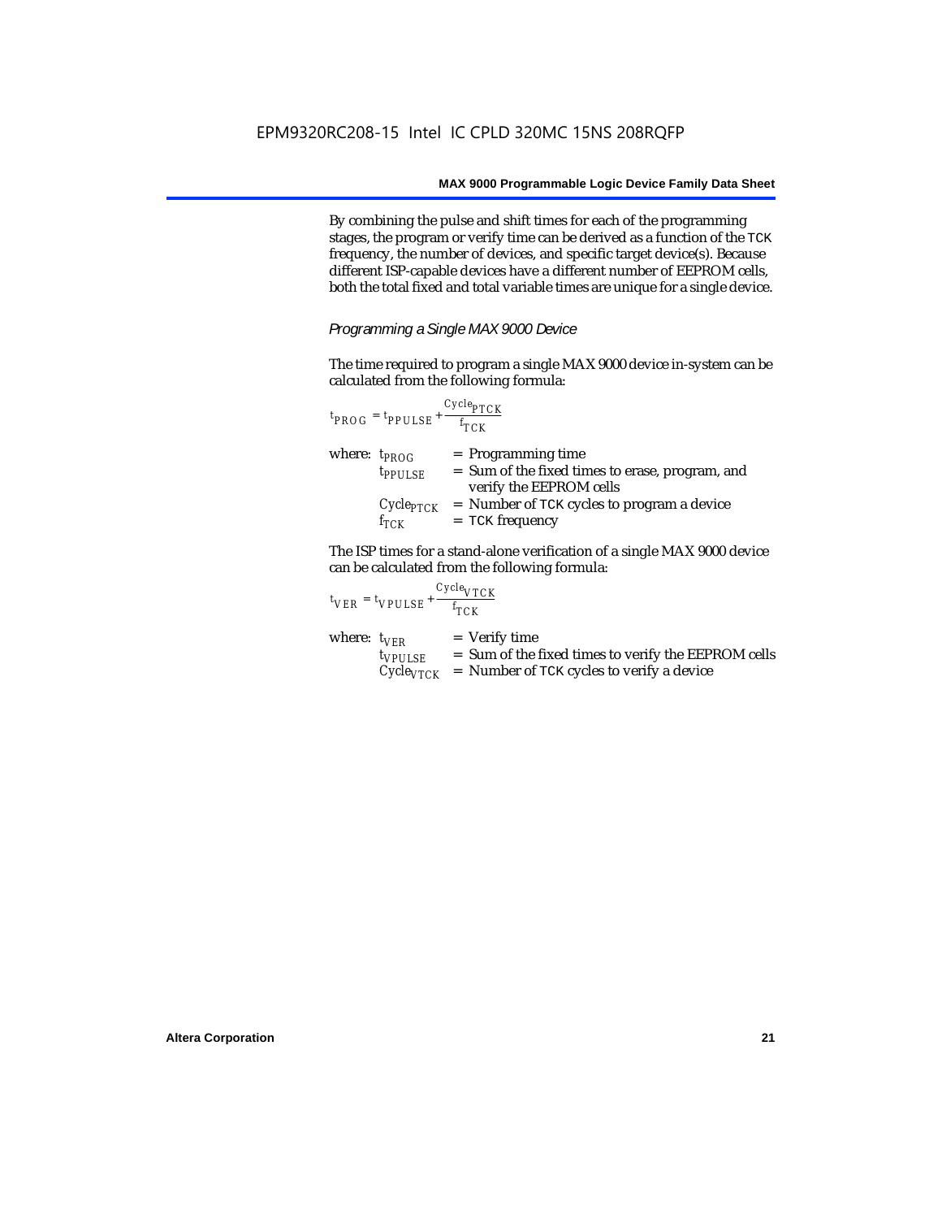By combining the pulse and shift times for each of the programming stages, the program or verify time can be derived as a function of the TCK frequency, the number of devices, and specific target device(s). Because different ISP-capable devices have a different number of EEPROM cells, both the total fixed and total variable times are unique for a single device.

### *Programming a Single MAX 9000 Device*

The time required to program a single MAX 9000 device in-system can be calculated from the following formula:

$$t_{PROG} = t_{PPULSE} + \frac{Cycle_{PTCK}}{f_{TCK}}$$

where:
- $t_{PROG}$ = Programming time
- $t_{PPULSE}$ = Sum of the fixed times to erase, program, and verify the EEPROM cells
- $Cycle_{PTCK}$ = Number of TCK cycles to program a device
- $f_{TCK}$ = TCK frequency

The ISP times for a stand-alone verification of a single MAX 9000 device can be calculated from the following formula:

$$t_{VER} = t_{VPULSE} + \frac{Cycle_{VTCK}}{f_{TCK}}$$

where:
- $t_{VER}$ = Verify time
- $t_{VPULSE}$ = Sum of the fixed times to verify the EEPROM cells
- $Cycle_{VTCK}$ = Number of TCK cycles to verify a device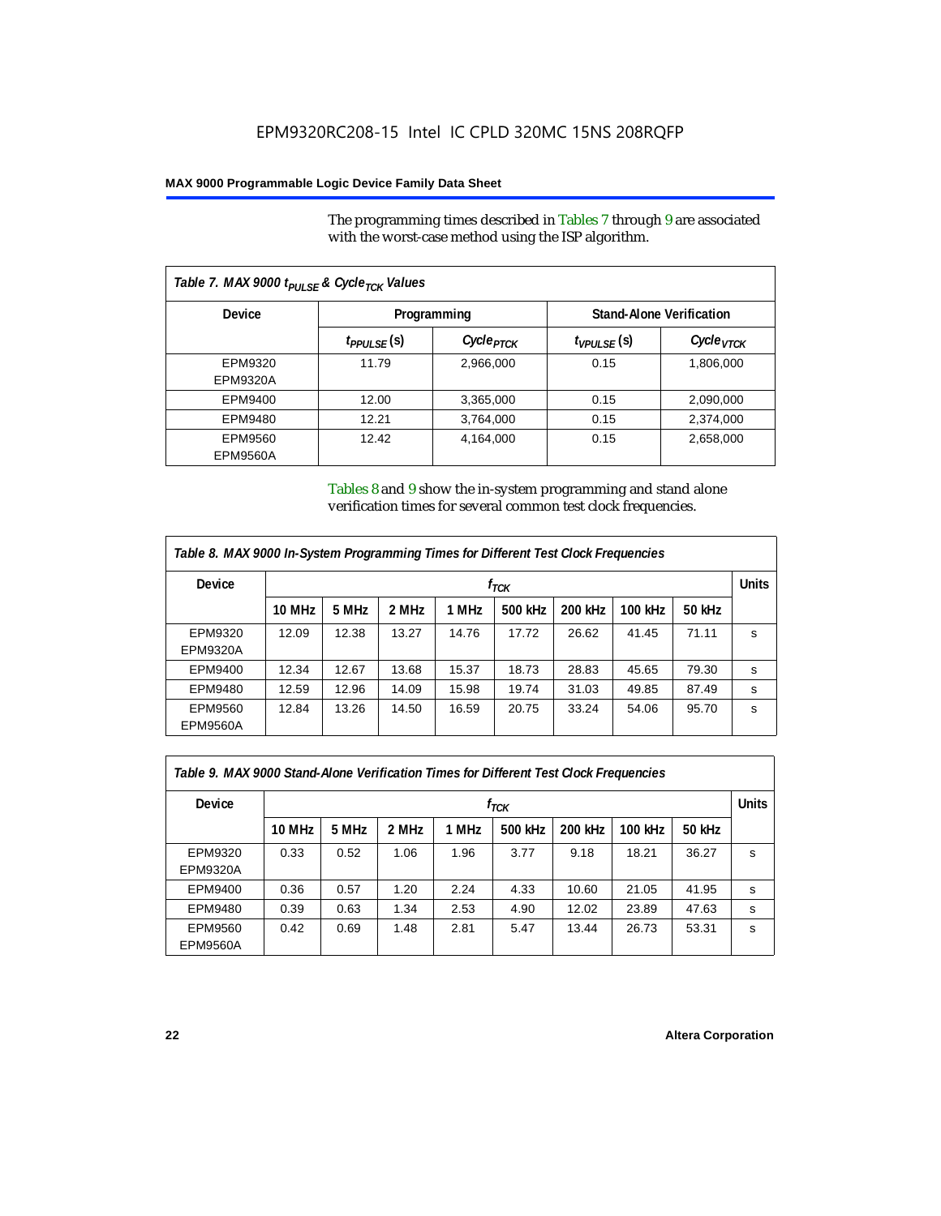The programming times described in Tables 7 through 9 are associated with the worst-case method using the ISP algorithm.

| *Table 7. MAX 9000 $t_{PULSE}$ & $Cycle_{TCK}$ Values* | | | | |
|---|---|---|---|---|
| **Device** | **Programming** | | **Stand-Alone Verification** | |
| | $t_{PPULSE}$ (s) | $Cycle_{PTCK}$ | $t_{VPULSE}$ (s) | $Cycle_{VTCK}$ |
| EPM9320 EPM9320A | 11.79 | 2,966,000 | 0.15 | 1,806,000 |
| EPM9400 | 12.00 | 3,365,000 | 0.15 | 2,090,000 |
| EPM9480 | 12.21 | 3,764,000 | 0.15 | 2,374,000 |
| EPM9560 EPM9560A | 12.42 | 4,164,000 | 0.15 | 2,658,000 |

Tables 8 and 9 show the in-system programming and stand alone verification times for several common test clock frequencies.

| *Table 8. MAX 9000 In-System Programming Times for Different Test Clock Frequencies* | | | | | | | | | |
|---|---|---|---|---|---|---|---|---|---|
| **Device** | $f_{TCK}$ | | | | | | | | **Units** |
| | **10 MHz** | **5 MHz** | **2 MHz** | **1 MHz** | **500 kHz** | **200 kHz** | **100 kHz** | **50 kHz** | |
| EPM9320 EPM9320A | 12.09 | 12.38 | 13.27 | 14.76 | 17.72 | 26.62 | 41.45 | 71.11 | s |
| EPM9400 | 12.34 | 12.67 | 13.68 | 15.37 | 18.73 | 28.83 | 45.65 | 79.30 | s |
| EPM9480 | 12.59 | 12.96 | 14.09 | 15.98 | 19.74 | 31.03 | 49.85 | 87.49 | s |
| EPM9560 EPM9560A | 12.84 | 13.26 | 14.50 | 16.59 | 20.75 | 33.24 | 54.06 | 95.70 | s |

| *Table 9. MAX 9000 Stand-Alone Verification Times for Different Test Clock Frequencies* | | | | | | | | | |
|---|---|---|---|---|---|---|---|---|---|
| **Device** | $f_{TCK}$ | | | | | | | | **Units** |
| | **10 MHz** | **5 MHz** | **2 MHz** | **1 MHz** | **500 kHz** | **200 kHz** | **100 kHz** | **50 kHz** | |
| EPM9320 EPM9320A | 0.33 | 0.52 | 1.06 | 1.96 | 3.77 | 9.18 | 18.21 | 36.27 | s |
| EPM9400 | 0.36 | 0.57 | 1.20 | 2.24 | 4.33 | 10.60 | 21.05 | 41.95 | s |
| EPM9480 | 0.39 | 0.63 | 1.34 | 2.53 | 4.90 | 12.02 | 23.89 | 47.63 | s |
| EPM9560 EPM9560A | 0.42 | 0.69 | 1.48 | 2.81 | 5.47 | 13.44 | 26.73 | 53.31 | s |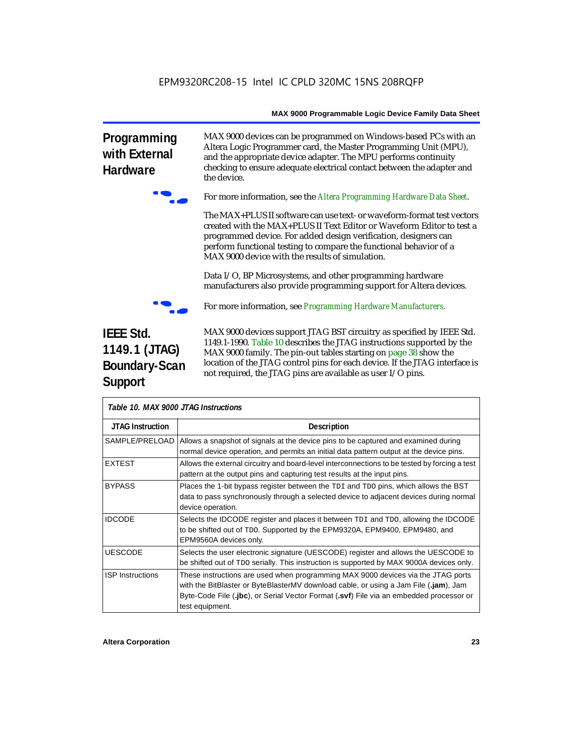## Programming with External Hardware

MAX 9000 devices can be programmed on Windows-based PCs with an Altera Logic Programmer card, the Master Programming Unit (MPU), and the appropriate device adapter. The MPU performs continuity checking to ensure adequate electrical contact between the adapter and the device.

For more information, see the *Altera Programming Hardware Data Sheet*.

The MAX+PLUS II software can use text- or waveform-format test vectors created with the MAX+PLUS II Text Editor or Waveform Editor to test a programmed device. For added design verification, designers can perform functional testing to compare the functional behavior of a MAX 9000 device with the results of simulation.

Data I/O, BP Microsystems, and other programming hardware manufacturers also provide programming support for Altera devices.

For more information, see *Programming Hardware Manufacturers.*

## IEEE Std. 1149.1 (JTAG) Boundary-Scan Support

MAX 9000 devices support JTAG BST circuitry as specified by IEEE Std. 1149.1-1990. Table 10 describes the JTAG instructions supported by the MAX 9000 family. The pin-out tables starting on page 38 show the location of the JTAG control pins for each device. If the JTAG interface is not required, the JTAG pins are available as user I/O pins.

*Table 10. MAX 9000 JTAG Instructions*

| JTAG Instruction | Description |
|---|---|
| SAMPLE/PRELOAD | Allows a snapshot of signals at the device pins to be captured and examined during normal device operation, and permits an initial data pattern output at the device pins. |
| EXTEST | Allows the external circuitry and board-level interconnections to be tested by forcing a test pattern at the output pins and capturing test results at the input pins. |
| BYPASS | Places the 1-bit bypass register between the TDI and TDO pins, which allows the BST data to pass synchronously through a selected device to adjacent devices during normal device operation. |
| IDCODE | Selects the IDCODE register and places it between TDI and TDO, allowing the IDCODE to be shifted out of TDO. Supported by the EPM9320A, EPM9400, EPM9480, and EPM9560A devices only. |
| UESCODE | Selects the user electronic signature (UESCODE) register and allows the UESCODE to be shifted out of TDO serially. This instruction is supported by MAX 9000A devices only. |
| ISP Instructions | These instructions are used when programming MAX 9000 devices via the JTAG ports with the BitBlaster or ByteBlasterMV download cable, or using a Jam File (**.jam**), Jam Byte-Code File (**.jbc**), or Serial Vector Format (**.svf**) File via an embedded processor or test equipment. |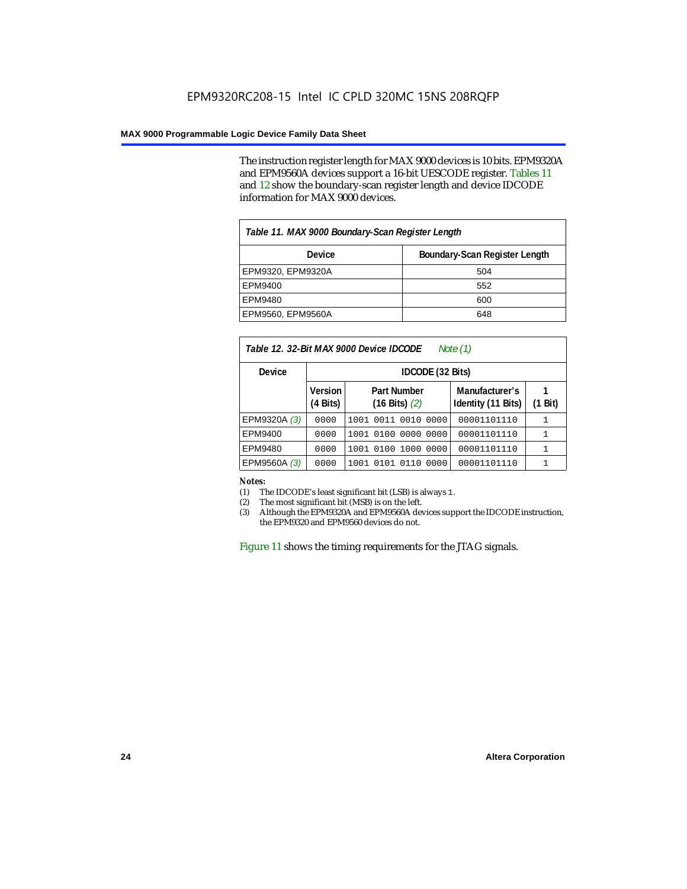The instruction register length for MAX 9000 devices is 10 bits. EPM9320A and EPM9560A devices support a 16-bit UESCODE register. Tables 11 and 12 show the boundary-scan register length and device IDCODE information for MAX 9000 devices.

**Table 11. MAX 9000 Boundary-Scan Register Length**

| Device | Boundary-Scan Register Length |
|---|---|
| EPM9320, EPM9320A | 504 |
| EPM9400 | 552 |
| EPM9480 | 600 |
| EPM9560, EPM9560A | 648 |

**Table 12. 32-Bit MAX 9000 Device IDCODE** *Note (1)*

| Device | IDCODE (32 Bits) | | | |
|---|---|---|---|---|
| | Version (4 Bits) | Part Number (16 Bits) *(2)* | Manufacturer's Identity (11 Bits) | 1 (1 Bit) |
| EPM9320A *(3)* | 0000 | 1001 0011 0010 0000 | 00001101110 | 1 |
| EPM9400 | 0000 | 1001 0100 0000 0000 | 00001101110 | 1 |
| EPM9480 | 0000 | 1001 0100 1000 0000 | 00001101110 | 1 |
| EPM9560A *(3)* | 0000 | 1001 0101 0110 0000 | 00001101110 | 1 |

**Notes:**

(1) The IDCODE's least significant bit (LSB) is always 1.
(2) The most significant bit (MSB) is on the left.
(3) Although the EPM9320A and EPM9560A devices support the IDCODE instruction, the EPM9320 and EPM9560 devices do not.

Figure 11 shows the timing requirements for the JTAG signals.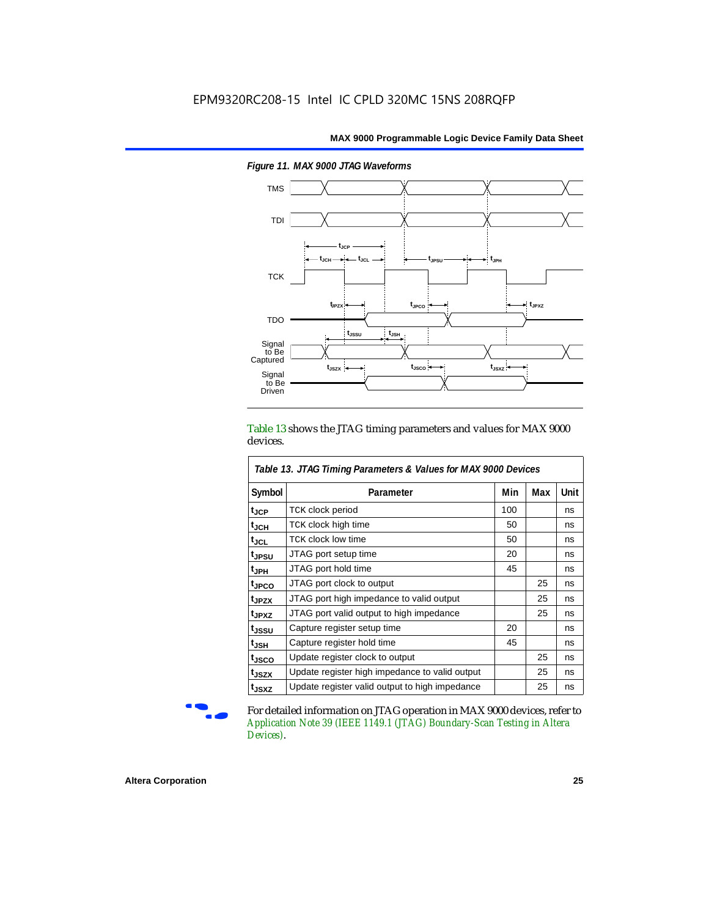*Figure 11. MAX 9000 JTAG Waveforms*

Table 13 shows the JTAG timing parameters and values for MAX 9000 devices.

*Table 13. JTAG Timing Parameters & Values for MAX 9000 Devices*

| Symbol | Parameter | Min | Max | Unit |
|---|---|---|---|---|
| $t_{JCP}$ | TCK clock period | 100 | | ns |
| $t_{JCH}$ | TCK clock high time | 50 | | ns |
| $t_{JCL}$ | TCK clock low time | 50 | | ns |
| $t_{JPSU}$ | JTAG port setup time | 20 | | ns |
| $t_{JPH}$ | JTAG port hold time | 45 | | ns |
| $t_{JPCO}$ | JTAG port clock to output | | 25 | ns |
| $t_{JPZX}$ | JTAG port high impedance to valid output | | 25 | ns |
| $t_{JPXZ}$ | JTAG port valid output to high impedance | | 25 | ns |
| $t_{JSSU}$ | Capture register setup time | 20 | | ns |
| $t_{JSH}$ | Capture register hold time | 45 | | ns |
| $t_{JSCO}$ | Update register clock to output | | 25 | ns |
| $t_{JSZX}$ | Update register high impedance to valid output | | 25 | ns |
| $t_{JSXZ}$ | Update register valid output to high impedance | | 25 | ns |

For detailed information on JTAG operation in MAX 9000 devices, refer to *Application Note 39 (IEEE 1149.1 (JTAG) Boundary-Scan Testing in Altera Devices)*.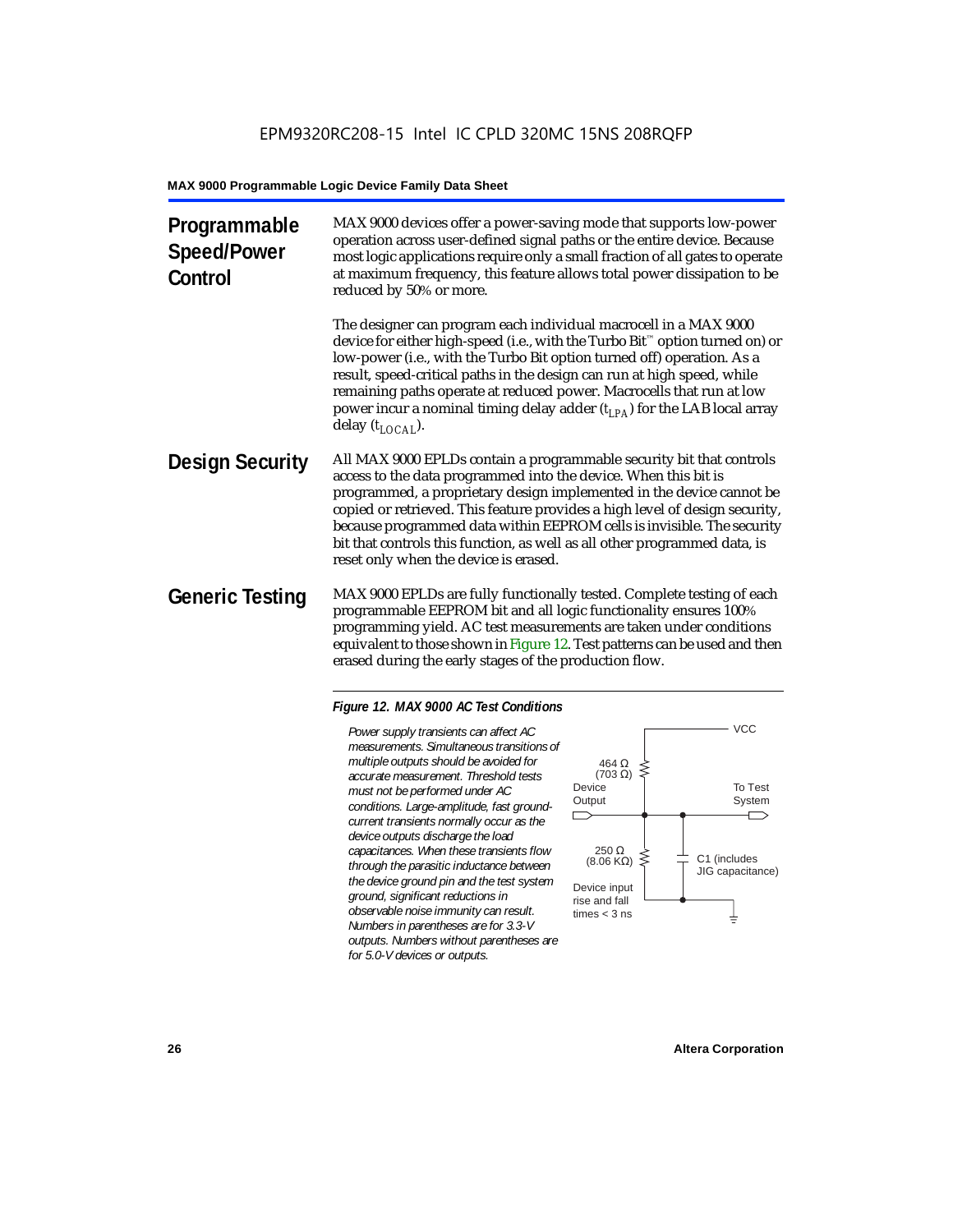## Programmable Speed/Power Control

MAX 9000 devices offer a power-saving mode that supports low-power operation across user-defined signal paths or the entire device. Because most logic applications require only a small fraction of all gates to operate at maximum frequency, this feature allows total power dissipation to be reduced by 50% or more.

The designer can program each individual macrocell in a MAX 9000 device for either high-speed (i.e., with the Turbo Bit™ option turned on) or low-power (i.e., with the Turbo Bit option turned off) operation. As a result, speed-critical paths in the design can run at high speed, while remaining paths operate at reduced power. Macrocells that run at low power incur a nominal timing delay adder ($t_{LPA}$) for the LAB local array delay ($t_{LOCAL}$).

## Design Security

All MAX 9000 EPLDs contain a programmable security bit that controls access to the data programmed into the device. When this bit is programmed, a proprietary design implemented in the device cannot be copied or retrieved. This feature provides a high level of design security, because programmed data within EEPROM cells is invisible. The security bit that controls this function, as well as all other programmed data, is reset only when the device is erased.

## Generic Testing

MAX 9000 EPLDs are fully functionally tested. Complete testing of each programmable EEPROM bit and all logic functionality ensures 100% programming yield. AC test measurements are taken under conditions equivalent to those shown in Figure 12. Test patterns can be used and then erased during the early stages of the production flow.

*Figure 12. MAX 9000 AC Test Conditions*

*Power supply transients can affect AC measurements. Simultaneous transitions of multiple outputs should be avoided for accurate measurement. Threshold tests must not be performed under AC conditions. Large-amplitude, fast ground-current transients normally occur as the device outputs discharge the load capacitances. When these transients flow through the parasitic inductance between the device ground pin and the test system ground, significant reductions in observable noise immunity can result. Numbers in parentheses are for 3.3-V outputs. Numbers without parentheses are for 5.0-V devices or outputs.*

VCC

464 Ω (703 Ω)

Device Output

To Test System

250 Ω (8.06 KΩ)

C1 (includes JIG capacitance)

Device input rise and fall times < 3 ns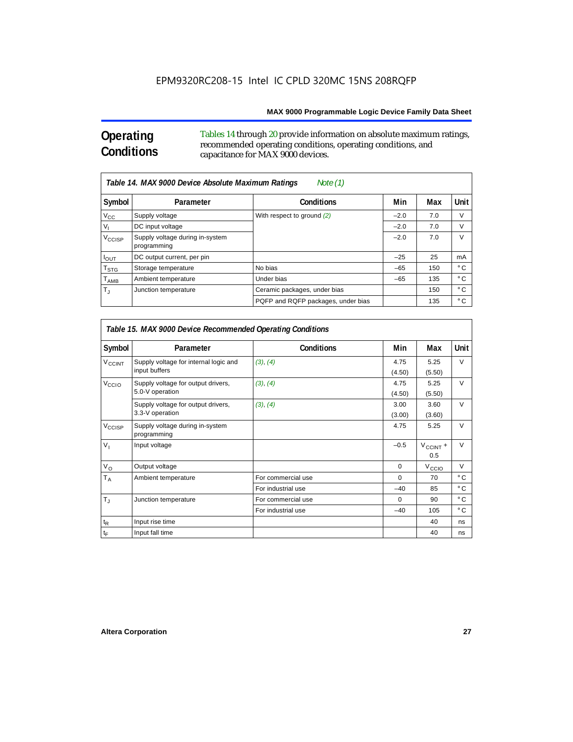## Operating Conditions

Tables 14 through 20 provide information on absolute maximum ratings, recommended operating conditions, operating conditions, and capacitance for MAX 9000 devices.

*Table 14. MAX 9000 Device Absolute Maximum Ratings Note (1)*

| Symbol | Parameter | Conditions | Min | Max | Unit |
|---|---|---|---|---|---|
| $V_{CC}$ | Supply voltage | With respect to ground (2) | –2.0 | 7.0 | V |
| $V_I$ | DC input voltage | | –2.0 | 7.0 | V |
| $V_{CCISP}$ | Supply voltage during in-system programming | | –2.0 | 7.0 | V |
| $I_{OUT}$ | DC output current, per pin | | –25 | 25 | mA |
| $T_{STG}$ | Storage temperature | No bias | –65 | 150 | ° C |
| $T_{AMB}$ | Ambient temperature | Under bias | –65 | 135 | ° C |
| $T_J$ | Junction temperature | Ceramic packages, under bias | | 150 | ° C |
| | | PQFP and RQFP packages, under bias | | 135 | ° C |

*Table 15. MAX 9000 Device Recommended Operating Conditions*

| Symbol | Parameter | Conditions | Min | Max | Unit |
|---|---|---|---|---|---|
| $V_{CCINT}$ | Supply voltage for internal logic and input buffers | (3), (4) | 4.75 (4.50) | 5.25 (5.50) | V |
| $V_{CCIO}$ | Supply voltage for output drivers, 5.0-V operation | (3), (4) | 4.75 (4.50) | 5.25 (5.50) | V |
| | Supply voltage for output drivers, 3.3-V operation | (3), (4) | 3.00 (3.00) | 3.60 (3.60) | V |
| $V_{CCISP}$ | Supply voltage during in-system programming | | 4.75 | 5.25 | V |
| $V_I$ | Input voltage | | –0.5 | $V_{CCINT}$ + 0.5 | V |
| $V_O$ | Output voltage | | 0 | $V_{CCIO}$ | V |
| $T_A$ | Ambient temperature | For commercial use | 0 | 70 | ° C |
| | | For industrial use | –40 | 85 | ° C |
| $T_J$ | Junction temperature | For commercial use | 0 | 90 | ° C |
| | | For industrial use | –40 | 105 | ° C |
| $t_R$ | Input rise time | | | 40 | ns |
| $t_F$ | Input fall time | | | 40 | ns |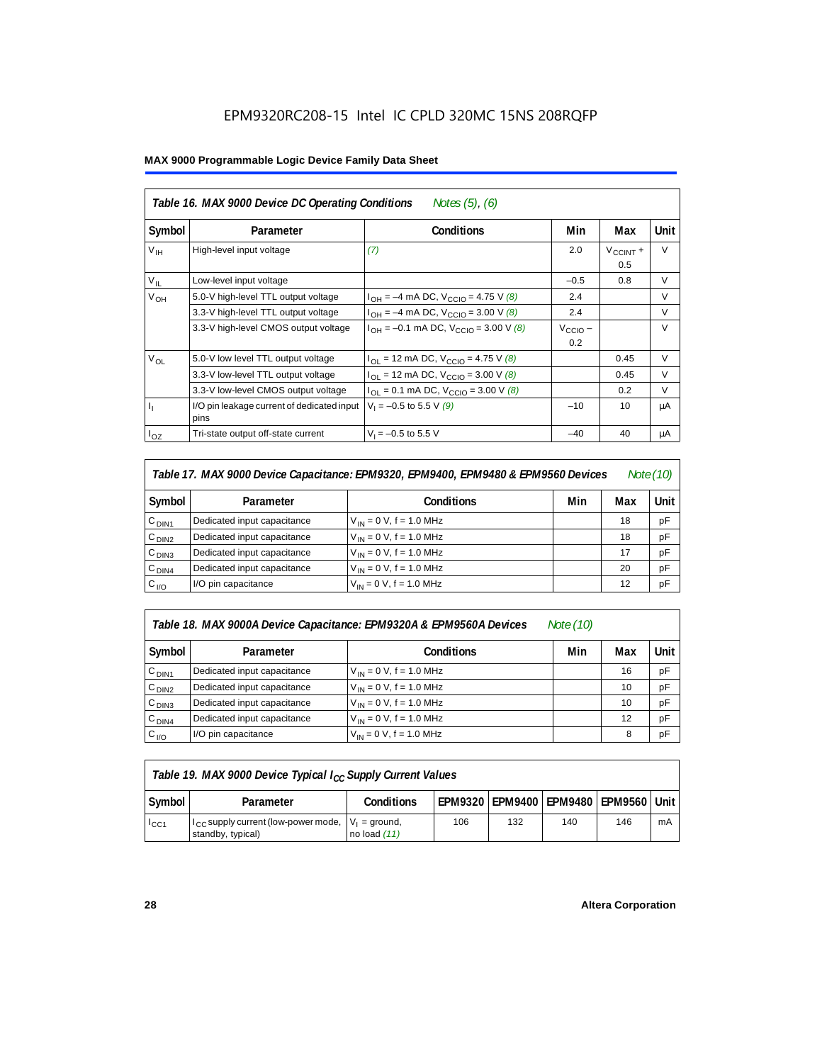EPM9320RC208-15 Intel IC CPLD 320MC 15NS 208RQFP

**MAX 9000 Programmable Logic Device Family Data Sheet**

*Table 16. MAX 9000 Device DC Operating Conditions* *Notes (5), (6)*

| Symbol | Parameter | Conditions | Min | Max | Unit |
|---|---|---|---|---|---|
| $V_{IH}$ | High-level input voltage | *(7)* | 2.0 | $V_{CCINT}$ + 0.5 | V |
| $V_{IL}$ | Low-level input voltage | | –0.5 | 0.8 | V |
| $V_{OH}$ | 5.0-V high-level TTL output voltage | $I_{OH}$ = –4 mA DC, $V_{CCIO}$ = 4.75 V *(8)* | 2.4 | | V |
| | 3.3-V high-level TTL output voltage | $I_{OH}$ = –4 mA DC, $V_{CCIO}$ = 3.00 V *(8)* | 2.4 | | V |
| | 3.3-V high-level CMOS output voltage | $I_{OH}$ = –0.1 mA DC, $V_{CCIO}$ = 3.00 V *(8)* | $V_{CCIO}$ – 0.2 | | V |
| $V_{OL}$ | 5.0-V low level TTL output voltage | $I_{OL}$ = 12 mA DC, $V_{CCIO}$ = 4.75 V *(8)* | | 0.45 | V |
| | 3.3-V low-level TTL output voltage | $I_{OL}$ = 12 mA DC, $V_{CCIO}$ = 3.00 V *(8)* | | 0.45 | V |
| | 3.3-V low-level CMOS output voltage | $I_{OL}$ = 0.1 mA DC, $V_{CCIO}$ = 3.00 V *(8)* | | 0.2 | V |
| $I_I$ | I/O pin leakage current of dedicated input pins | $V_I$ = –0.5 to 5.5 V *(9)* | –10 | 10 | μA |
| $I_{OZ}$ | Tri-state output off-state current | $V_I$ = –0.5 to 5.5 V | –40 | 40 | μA |

*Table 17. MAX 9000 Device Capacitance: EPM9320, EPM9400, EPM9480 & EPM9560 Devices* *Note (10)*

| Symbol | Parameter | Conditions | Min | Max | Unit |
|---|---|---|---|---|---|
| $C_{DIN1}$ | Dedicated input capacitance | $V_{IN}$ = 0 V, f = 1.0 MHz | | 18 | pF |
| $C_{DIN2}$ | Dedicated input capacitance | $V_{IN}$ = 0 V, f = 1.0 MHz | | 18 | pF |
| $C_{DIN3}$ | Dedicated input capacitance | $V_{IN}$ = 0 V, f = 1.0 MHz | | 17 | pF |
| $C_{DIN4}$ | Dedicated input capacitance | $V_{IN}$ = 0 V, f = 1.0 MHz | | 20 | pF |
| $C_{I/O}$ | I/O pin capacitance | $V_{IN}$ = 0 V, f = 1.0 MHz | | 12 | pF |

*Table 18. MAX 9000A Device Capacitance: EPM9320A & EPM9560A Devices* *Note (10)*

| Symbol | Parameter | Conditions | Min | Max | Unit |
|---|---|---|---|---|---|
| $C_{DIN1}$ | Dedicated input capacitance | $V_{IN}$ = 0 V, f = 1.0 MHz | | 16 | pF |
| $C_{DIN2}$ | Dedicated input capacitance | $V_{IN}$ = 0 V, f = 1.0 MHz | | 10 | pF |
| $C_{DIN3}$ | Dedicated input capacitance | $V_{IN}$ = 0 V, f = 1.0 MHz | | 10 | pF |
| $C_{DIN4}$ | Dedicated input capacitance | $V_{IN}$ = 0 V, f = 1.0 MHz | | 12 | pF |
| $C_{I/O}$ | I/O pin capacitance | $V_{IN}$ = 0 V, f = 1.0 MHz | | 8 | pF |

*Table 19. MAX 9000 Device Typical $I_{CC}$ Supply Current Values*

| Symbol | Parameter | Conditions | EPM9320 | EPM9400 | EPM9480 | EPM9560 | Unit |
|---|---|---|---|---|---|---|---|
| $I_{CC1}$ | $I_{CC}$ supply current (low-power mode, standby, typical) | $V_I$ = ground, no load *(11)* | 106 | 132 | 140 | 146 | mA |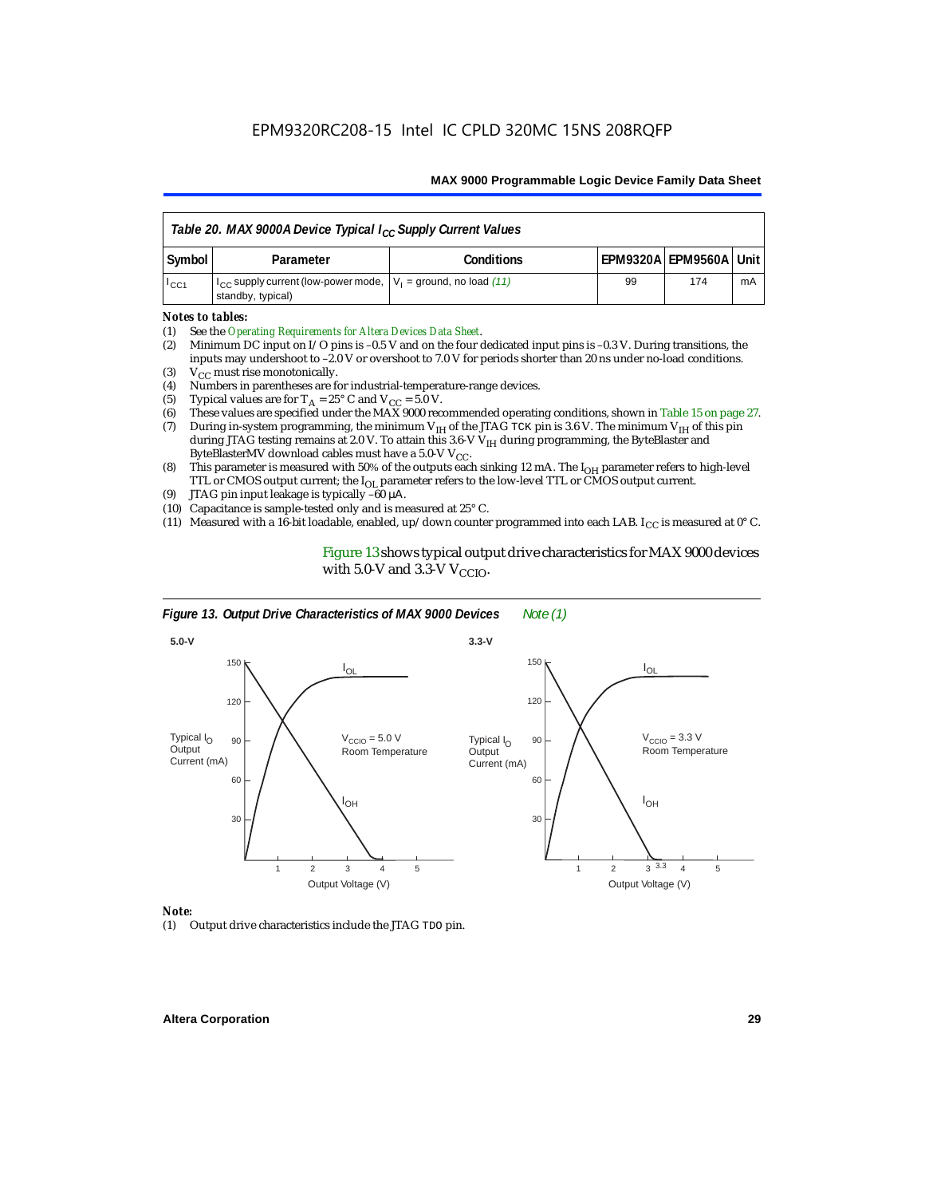**Table 20. MAX 9000A Device Typical $I_{CC}$ Supply Current Values**

| Symbol | Parameter | Conditions | EPM9320A | EPM9560A | Unit |
|---|---|---|---|---|---|
| $I_{CC1}$ | $I_{CC}$ supply current (low-power mode, standby, typical) | $V_I$ = ground, no load *(11)* | 99 | 174 | mA |

*Notes to tables:*

(1) See the *Operating Requirements for Altera Devices Data Sheet*.
(2) Minimum DC input on I/O pins is –0.5 V and on the four dedicated input pins is –0.3 V. During transitions, the inputs may undershoot to –2.0 V or overshoot to 7.0 V for periods shorter than 20 ns under no-load conditions.
(3) $V_{CC}$ must rise monotonically.
(4) Numbers in parentheses are for industrial-temperature-range devices.
(5) Typical values are for $T_A$ = 25° C and $V_{CC}$ = 5.0 V.
(6) These values are specified under the MAX 9000 recommended operating conditions, shown in Table 15 on page 27.
(7) During in-system programming, the minimum $V_{IH}$ of the JTAG TCK pin is 3.6 V. The minimum $V_{IH}$ of this pin during JTAG testing remains at 2.0 V. To attain this 3.6-V $V_{IH}$ during programming, the ByteBlaster and ByteBlasterMV download cables must have a 5.0-V $V_{CC}$.
(8) This parameter is measured with 50% of the outputs each sinking 12 mA. The $I_{OH}$ parameter refers to high-level TTL or CMOS output current; the $I_{OL}$ parameter refers to the low-level TTL or CMOS output current.
(9) JTAG pin input leakage is typically –60 μA.
(10) Capacitance is sample-tested only and is measured at 25° C.
(11) Measured with a 16-bit loadable, enabled, up/down counter programmed into each LAB. $I_{CC}$ is measured at 0° C.

Figure 13 shows typical output drive characteristics for MAX 9000 devices with 5.0-V and 3.3-V $V_{CCIO}$.

**Figure 13. Output Drive Characteristics of MAX 9000 Devices** *Note (1)*

*Note:*

(1) Output drive characteristics include the JTAG TDO pin.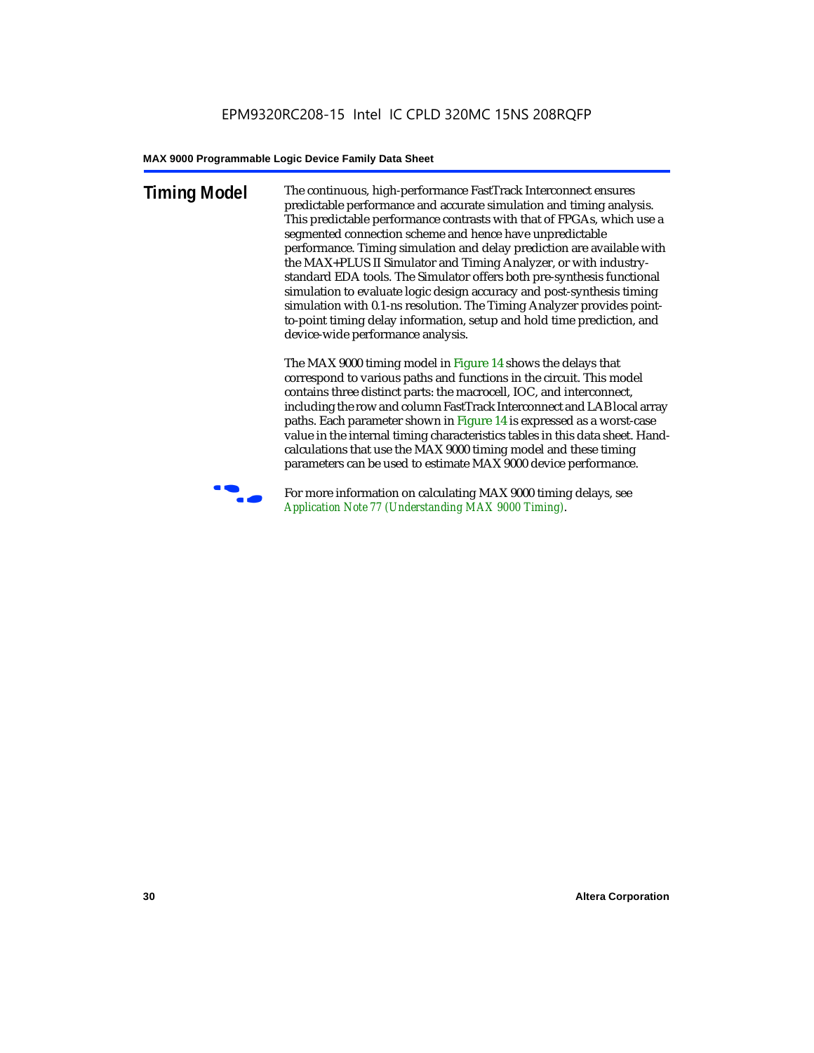## Timing Model

The continuous, high-performance FastTrack Interconnect ensures predictable performance and accurate simulation and timing analysis. This predictable performance contrasts with that of FPGAs, which use a segmented connection scheme and hence have unpredictable performance. Timing simulation and delay prediction are available with the MAX+PLUS II Simulator and Timing Analyzer, or with industry-standard EDA tools. The Simulator offers both pre-synthesis functional simulation to evaluate logic design accuracy and post-synthesis timing simulation with 0.1-ns resolution. The Timing Analyzer provides point-to-point timing delay information, setup and hold time prediction, and device-wide performance analysis.

The MAX 9000 timing model in Figure 14 shows the delays that correspond to various paths and functions in the circuit. This model contains three distinct parts: the macrocell, IOC, and interconnect, including the row and column FastTrack Interconnect and LAB local array paths. Each parameter shown in Figure 14 is expressed as a worst-case value in the internal timing characteristics tables in this data sheet. Hand-calculations that use the MAX 9000 timing model and these timing parameters can be used to estimate MAX 9000 device performance.

For more information on calculating MAX 9000 timing delays, see *Application Note 77 (Understanding MAX 9000 Timing)*.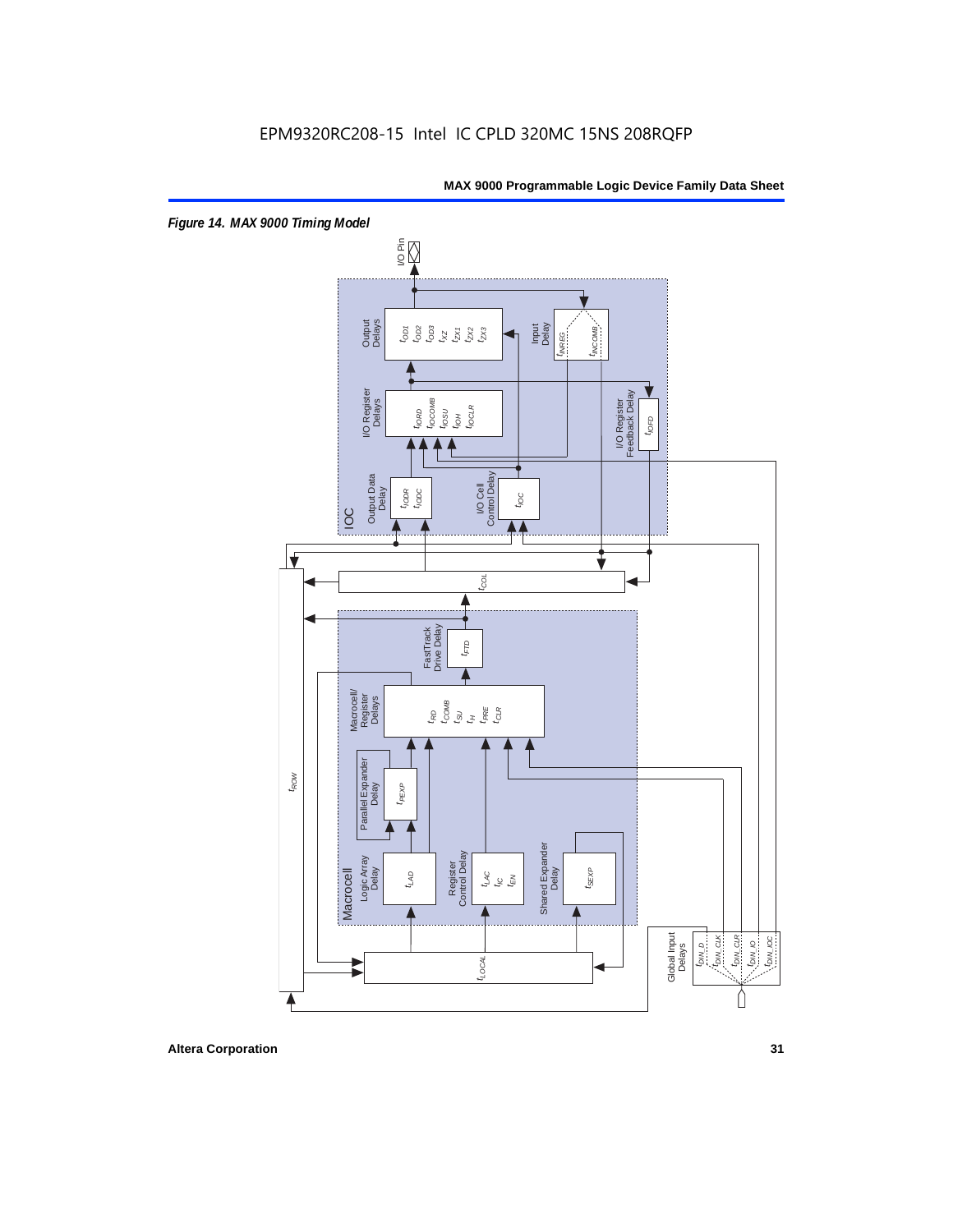*Figure 14. MAX 9000 Timing Model*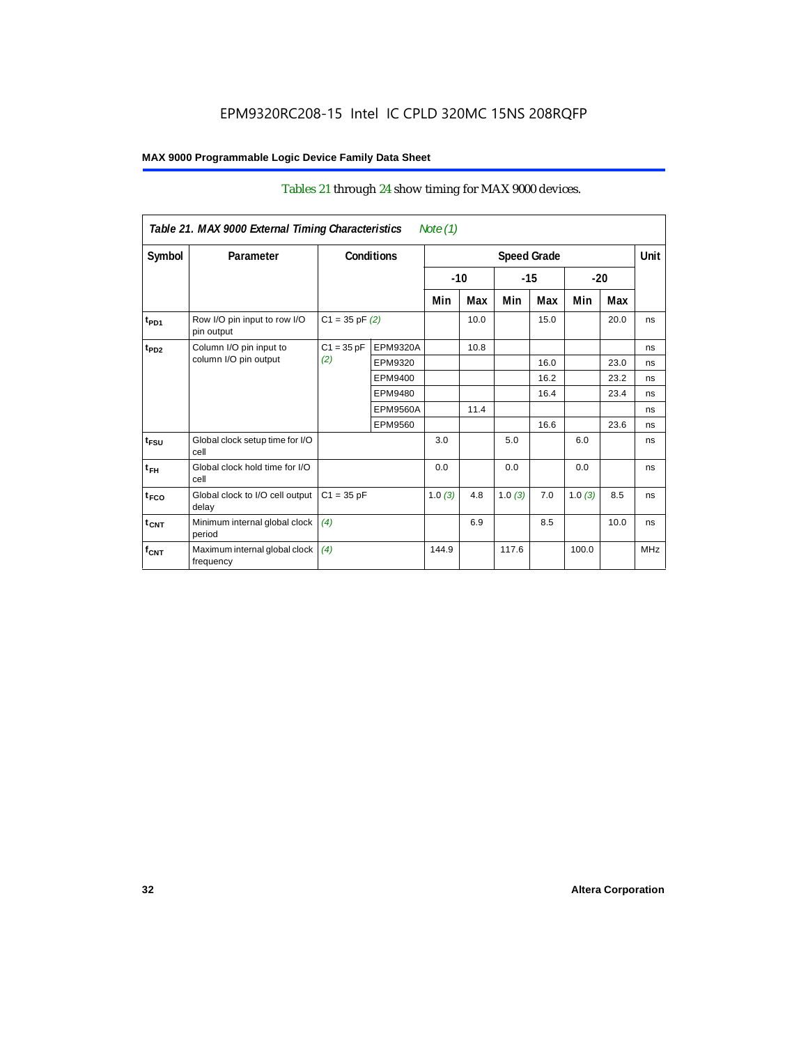EPM9320RC208-15 Intel IC CPLD 320MC 15NS 208RQFP

Tables 21 through 24 show timing for MAX 9000 devices.

*Table 21. MAX 9000 External Timing Characteristics* *Note (1)*

| Symbol | Parameter | Conditions | | Speed Grade | | | | | | Unit |
|---|---|---|---|---|---|---|---|---|---|---|
| | | | | -10 | | -15 | | -20 | | |
| | | | | Min | Max | Min | Max | Min | Max | |
| $t_{PD1}$ | Row I/O pin input to row I/O pin output | C1 = 35 pF *(2)* | | | 10.0 | | 15.0 | | 20.0 | ns |
| $t_{PD2}$ | Column I/O pin input to column I/O pin output | C1 = 35 pF *(2)* | EPM9320A | | 10.8 | | | | | ns |
| | | | EPM9320 | | | | 16.0 | | 23.0 | ns |
| | | | EPM9400 | | | | 16.2 | | 23.2 | ns |
| | | | EPM9480 | | | | 16.4 | | 23.4 | ns |
| | | | EPM9560A | | 11.4 | | | | | ns |
| | | | EPM9560 | | | | 16.6 | | 23.6 | ns |
| $t_{FSU}$ | Global clock setup time for I/O cell | | | 3.0 | | 5.0 | | 6.0 | | ns |
| $t_{FH}$ | Global clock hold time for I/O cell | | | 0.0 | | 0.0 | | 0.0 | | ns |
| $t_{FCO}$ | Global clock to I/O cell output delay | C1 = 35 pF | | 1.0 *(3)* | 4.8 | 1.0 *(3)* | 7.0 | 1.0 *(3)* | 8.5 | ns |
| $t_{CNT}$ | Minimum internal global clock period | *(4)* | | | 6.9 | | 8.5 | | 10.0 | ns |
| $f_{CNT}$ | Maximum internal global clock frequency | *(4)* | | 144.9 | | 117.6 | | 100.0 | | MHz |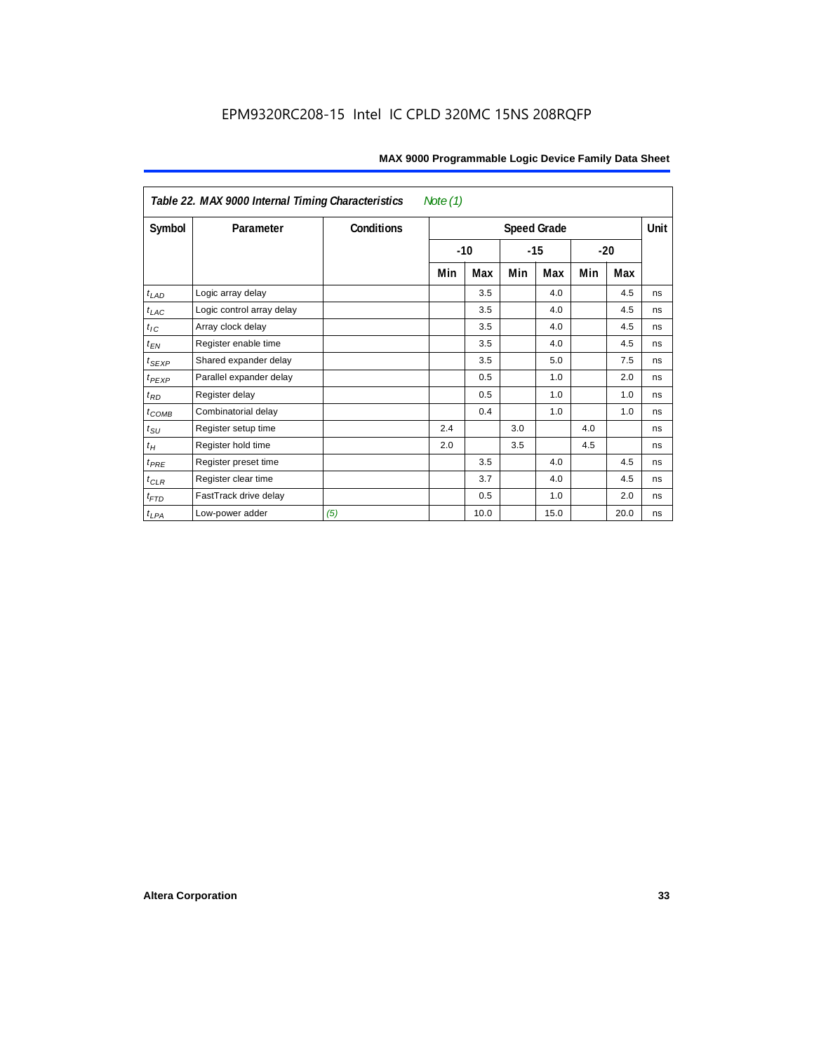EPM9320RC208-15 Intel IC CPLD 320MC 15NS 208RQFP

**Table 22. MAX 9000 Internal Timing Characteristics** *Note (1)*

| Symbol | Parameter | Conditions | Speed Grade | | | | | | Unit |
|---|---|---|---|---|---|---|---|---|---|
| | | | -10 | | -15 | | -20 | | |
| | | | Min | Max | Min | Max | Min | Max | |
| $t_{LAD}$ | Logic array delay | | | 3.5 | | 4.0 | | 4.5 | ns |
| $t_{LAC}$ | Logic control array delay | | | 3.5 | | 4.0 | | 4.5 | ns |
| $t_{IC}$ | Array clock delay | | | 3.5 | | 4.0 | | 4.5 | ns |
| $t_{EN}$ | Register enable time | | | 3.5 | | 4.0 | | 4.5 | ns |
| $t_{SEXP}$ | Shared expander delay | | | 3.5 | | 5.0 | | 7.5 | ns |
| $t_{PEXP}$ | Parallel expander delay | | | 0.5 | | 1.0 | | 2.0 | ns |
| $t_{RD}$ | Register delay | | | 0.5 | | 1.0 | | 1.0 | ns |
| $t_{COMB}$ | Combinatorial delay | | | 0.4 | | 1.0 | | 1.0 | ns |
| $t_{SU}$ | Register setup time | | 2.4 | | 3.0 | | 4.0 | | ns |
| $t_{H}$ | Register hold time | | 2.0 | | 3.5 | | 4.5 | | ns |
| $t_{PRE}$ | Register preset time | | | 3.5 | | 4.0 | | 4.5 | ns |
| $t_{CLR}$ | Register clear time | | | 3.7 | | 4.0 | | 4.5 | ns |
| $t_{FTD}$ | FastTrack drive delay | | | 0.5 | | 1.0 | | 2.0 | ns |
| $t_{LPA}$ | Low-power adder | *(5)* | | 10.0 | | 15.0 | | 20.0 | ns |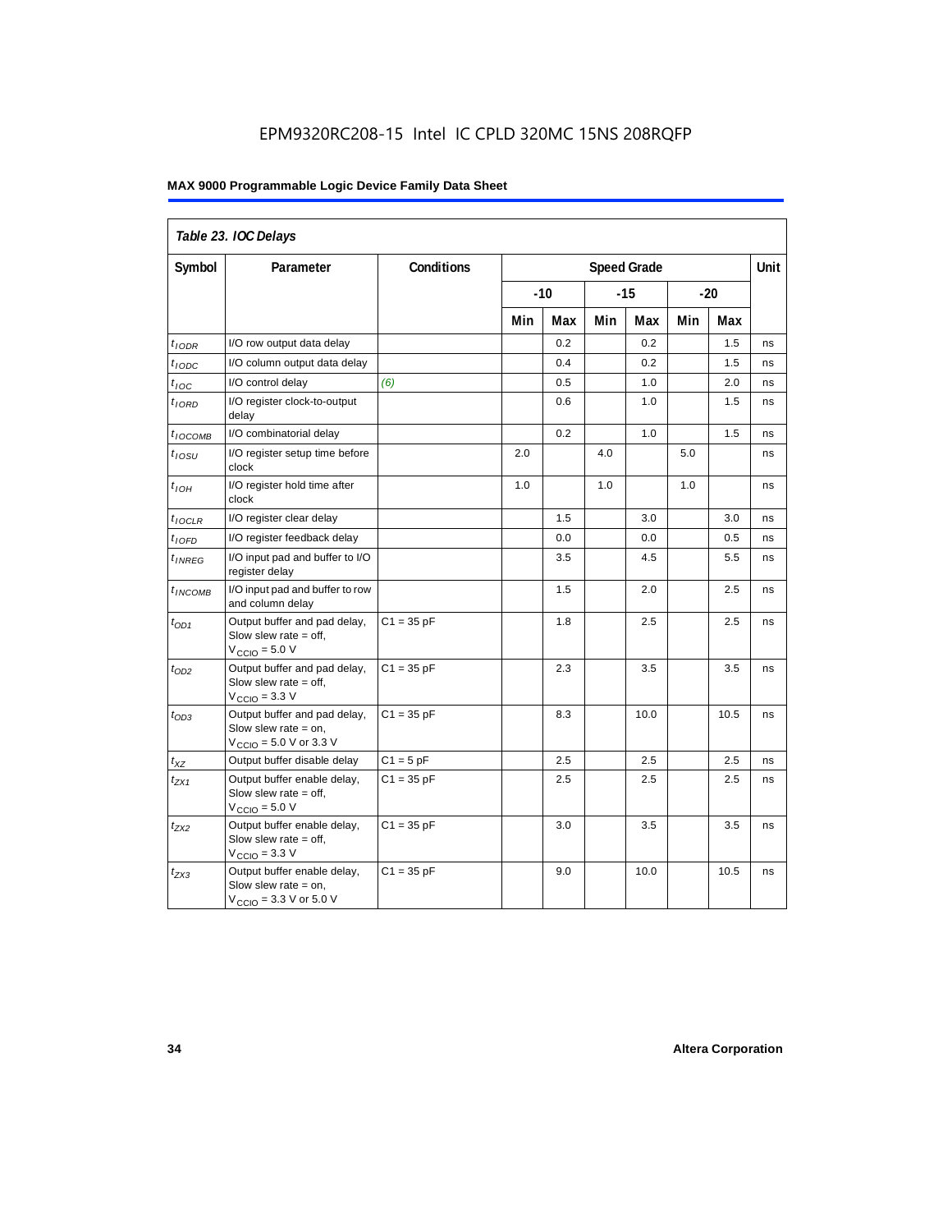EPM9320RC208-15 Intel IC CPLD 320MC 15NS 208RQFP

**MAX 9000 Programmable Logic Device Family Data Sheet**

*Table 23. IOC Delays*

| Symbol | Parameter | Conditions | Speed Grade | | | | | | Unit |
|---|---|---|---|---|---|---|---|---|---|
| | | | -10 | | -15 | | -20 | | |
| | | | Min | Max | Min | Max | Min | Max | |
| $t_{IODR}$ | I/O row output data delay | | | 0.2 | | 0.2 | | 1.5 | ns |
| $t_{IODC}$ | I/O column output data delay | | | 0.4 | | 0.2 | | 1.5 | ns |
| $t_{IOC}$ | I/O control delay | *(6)* | | 0.5 | | 1.0 | | 2.0 | ns |
| $t_{IORD}$ | I/O register clock-to-output delay | | | 0.6 | | 1.0 | | 1.5 | ns |
| $t_{IOCOMB}$ | I/O combinatorial delay | | | 0.2 | | 1.0 | | 1.5 | ns |
| $t_{IOSU}$ | I/O register setup time before clock | | 2.0 | | 4.0 | | 5.0 | | ns |
| $t_{IOH}$ | I/O register hold time after clock | | 1.0 | | 1.0 | | 1.0 | | ns |
| $t_{IOCLR}$ | I/O register clear delay | | | 1.5 | | 3.0 | | 3.0 | ns |
| $t_{IOFD}$ | I/O register feedback delay | | | 0.0 | | 0.0 | | 0.5 | ns |
| $t_{INREG}$ | I/O input pad and buffer to I/O register delay | | | 3.5 | | 4.5 | | 5.5 | ns |
| $t_{INCOMB}$ | I/O input pad and buffer to row and column delay | | | 1.5 | | 2.0 | | 2.5 | ns |
| $t_{OD1}$ | Output buffer and pad delay, Slow slew rate = off, $V_{CCIO}$ = 5.0 V | C1 = 35 pF | | 1.8 | | 2.5 | | 2.5 | ns |
| $t_{OD2}$ | Output buffer and pad delay, Slow slew rate = off, $V_{CCIO}$ = 3.3 V | C1 = 35 pF | | 2.3 | | 3.5 | | 3.5 | ns |
| $t_{OD3}$ | Output buffer and pad delay, Slow slew rate = on, $V_{CCIO}$ = 5.0 V or 3.3 V | C1 = 35 pF | | 8.3 | | 10.0 | | 10.5 | ns |
| $t_{XZ}$ | Output buffer disable delay | C1 = 5 pF | | 2.5 | | 2.5 | | 2.5 | ns |
| $t_{ZX1}$ | Output buffer enable delay, Slow slew rate = off, $V_{CCIO}$ = 5.0 V | C1 = 35 pF | | 2.5 | | 2.5 | | 2.5 | ns |
| $t_{ZX2}$ | Output buffer enable delay, Slow slew rate = off, $V_{CCIO}$ = 3.3 V | C1 = 35 pF | | 3.0 | | 3.5 | | 3.5 | ns |
| $t_{ZX3}$ | Output buffer enable delay, Slow slew rate = on, $V_{CCIO}$ = 3.3 V or 5.0 V | C1 = 35 pF | | 9.0 | | 10.0 | | 10.5 | ns |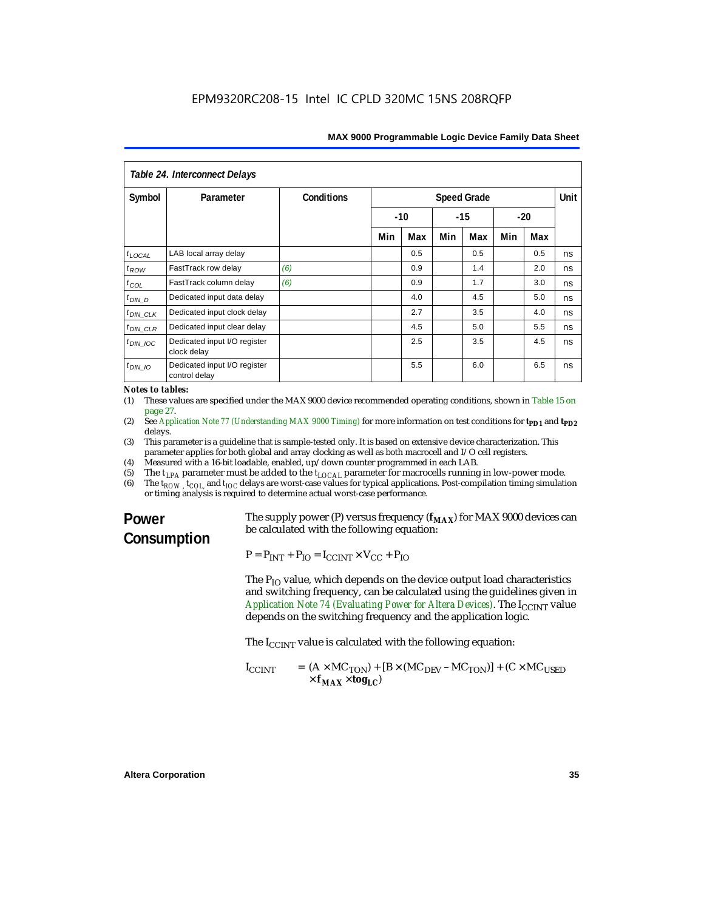**Table 24. Interconnect Delays**

| Symbol | Parameter | Conditions | Speed Grade | | | | | | Unit |
|---|---|---|---|---|---|---|---|---|---|
| | | | -10 | | -15 | | -20 | | |
| | | | Min | Max | Min | Max | Min | Max | |
| $t_{LOCAL}$ | LAB local array delay | | | 0.5 | | 0.5 | | 0.5 | ns |
| $t_{ROW}$ | FastTrack row delay | *(6)* | | 0.9 | | 1.4 | | 2.0 | ns |
| $t_{COL}$ | FastTrack column delay | *(6)* | | 0.9 | | 1.7 | | 3.0 | ns |
| $t_{DIN\_D}$ | Dedicated input data delay | | | 4.0 | | 4.5 | | 5.0 | ns |
| $t_{DIN\_CLK}$ | Dedicated input clock delay | | | 2.7 | | 3.5 | | 4.0 | ns |
| $t_{DIN\_CLR}$ | Dedicated input clear delay | | | 4.5 | | 5.0 | | 5.5 | ns |
| $t_{DIN\_IOC}$ | Dedicated input I/O register clock delay | | | 2.5 | | 3.5 | | 4.5 | ns |
| $t_{DIN\_IO}$ | Dedicated input I/O register control delay | | | 5.5 | | 6.0 | | 6.5 | ns |

*Notes to tables:*

(1) These values are specified under the MAX 9000 device recommended operating conditions, shown in Table 15 on page 27.

(2) See Application Note 77 (Understanding MAX 9000 Timing) for more information on test conditions for $t_{PD1}$ and $t_{PD2}$ delays.

(3) This parameter is a guideline that is sample-tested only. It is based on extensive device characterization. This parameter applies for both global and array clocking as well as both macrocell and I/O cell registers.

(4) Measured with a 16-bit loadable, enabled, up/down counter programmed in each LAB.

(5) The $t_{LPA}$ parameter must be added to the $t_{LOCAL}$ parameter for macrocells running in low-power mode.

(6) The $t_{ROW}$, $t_{COL}$, and $t_{IOC}$ delays are worst-case values for typical applications. Post-compilation timing simulation or timing analysis is required to determine actual worst-case performance.

## Power Consumption

The supply power (P) versus frequency ($f_{MAX}$) for MAX 9000 devices can be calculated with the following equation:

$$P = P_{INT} + P_{IO} = I_{CCINT} \times V_{CC} + P_{IO}$$

The $P_{IO}$ value, which depends on the device output load characteristics and switching frequency, can be calculated using the guidelines given in Application Note 74 (Evaluating Power for Altera Devices). The $I_{CCINT}$ value depends on the switching frequency and the application logic.

The $I_{CCINT}$ value is calculated with the following equation:

$$I_{CCINT} = (A \times MC_{TON}) + [B \times (MC_{DEV} - MC_{TON})] + (C \times MC_{USED} \times f_{MAX} \times tog_{LC})$$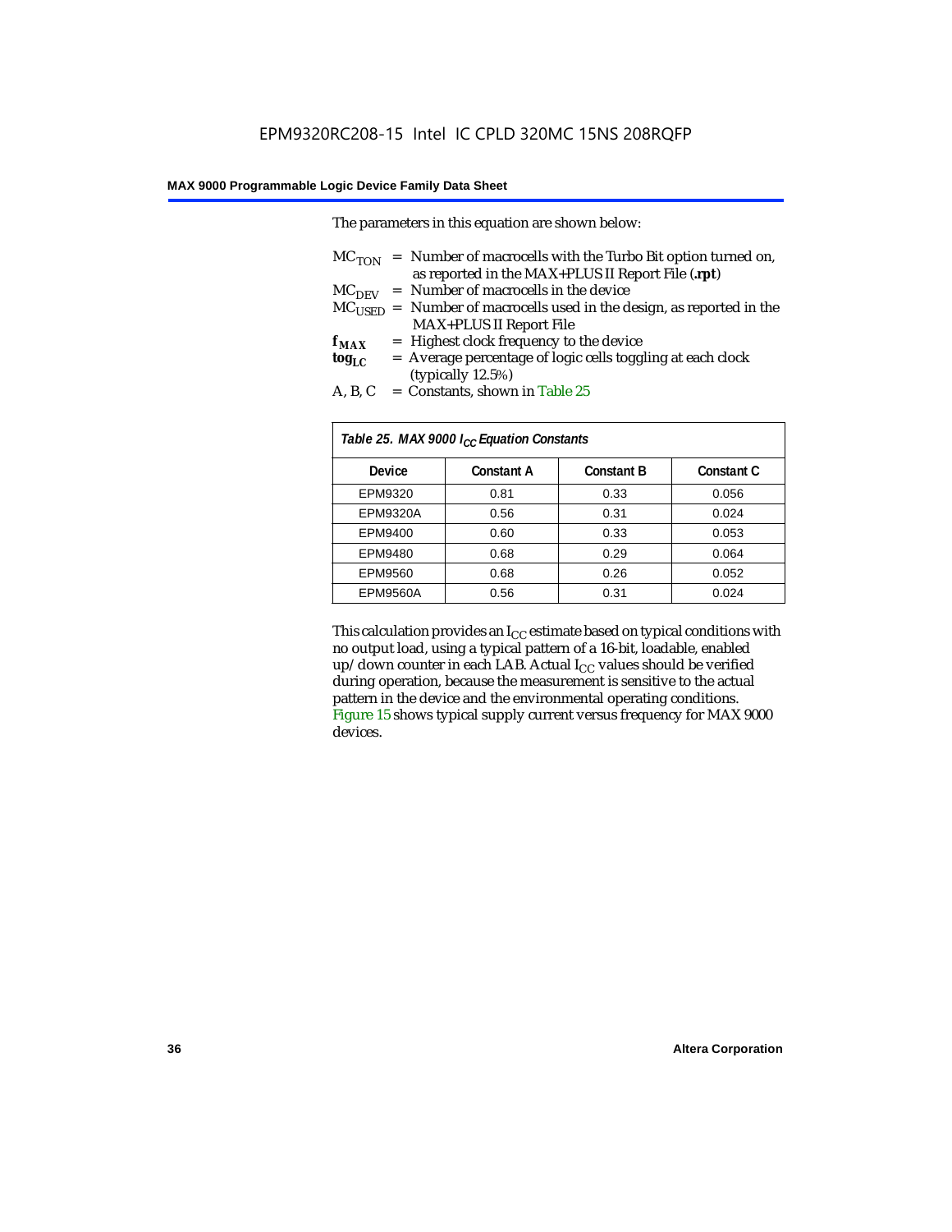The parameters in this equation are shown below:

$MC_{TON}$ = Number of macrocells with the Turbo Bit option turned on, as reported in the MAX+PLUS II Report File (**.rpt**)
$MC_{DEV}$ = Number of macrocells in the device
$MC_{USED}$ = Number of macrocells used in the design, as reported in the MAX+PLUS II Report File
$f_{MAX}$ = Highest clock frequency to the device
$tog_{LC}$ = Average percentage of logic cells toggling at each clock (typically 12.5%)
A, B, C = Constants, shown in Table 25

*Table 25. MAX 9000 $I_{CC}$ Equation Constants*

| Device | Constant A | Constant B | Constant C |
|---|---|---|---|
| EPM9320 | 0.81 | 0.33 | 0.056 |
| EPM9320A | 0.56 | 0.31 | 0.024 |
| EPM9400 | 0.60 | 0.33 | 0.053 |
| EPM9480 | 0.68 | 0.29 | 0.064 |
| EPM9560 | 0.68 | 0.26 | 0.052 |
| EPM9560A | 0.56 | 0.31 | 0.024 |

This calculation provides an $I_{CC}$ estimate based on typical conditions with no output load, using a typical pattern of a 16-bit, loadable, enabled up/down counter in each LAB. Actual $I_{CC}$ values should be verified during operation, because the measurement is sensitive to the actual pattern in the device and the environmental operating conditions. Figure 15 shows typical supply current versus frequency for MAX 9000 devices.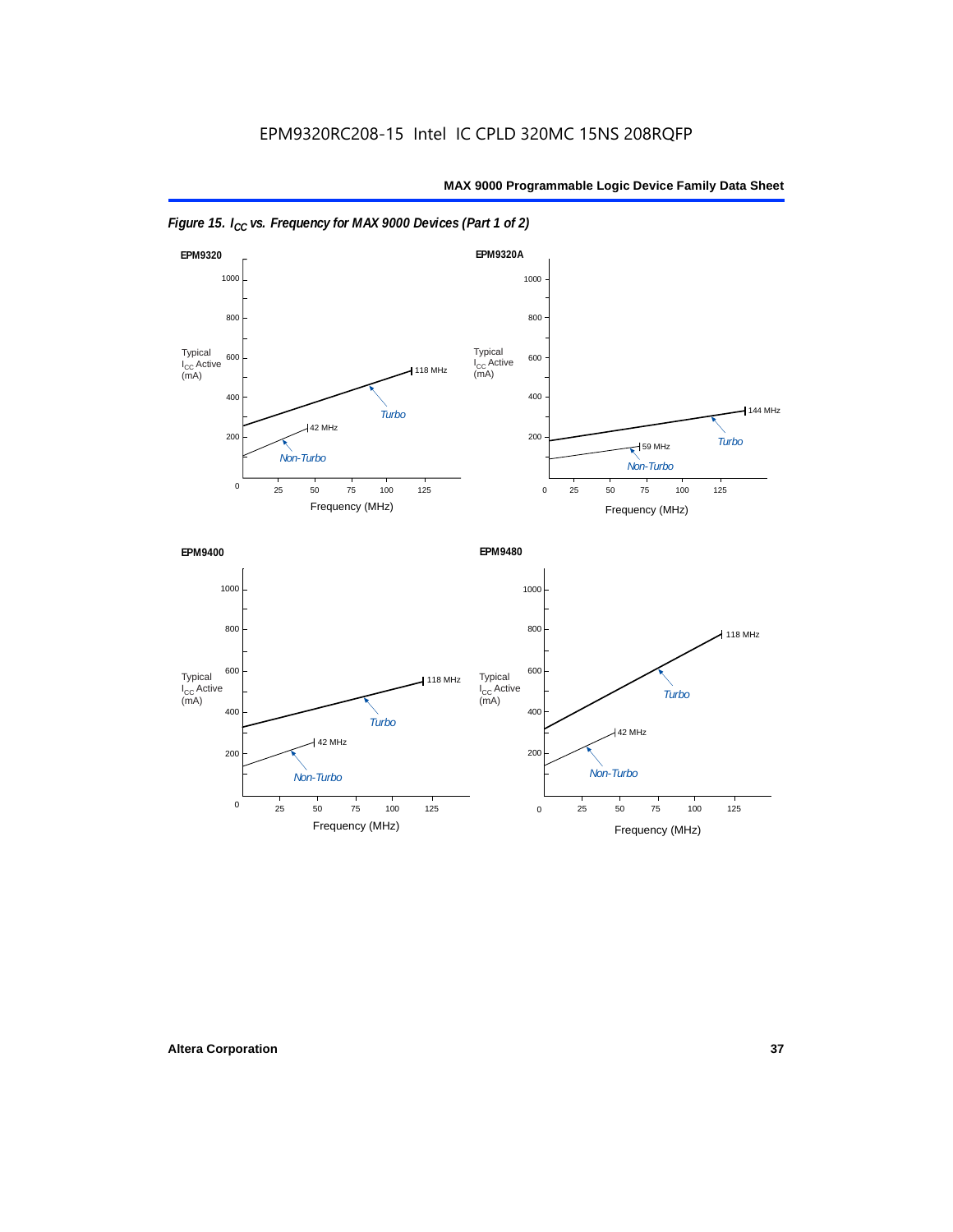EPM9320RC208-15 Intel IC CPLD 320MC 15NS 208RQFP

*Figure 15. $I_{CC}$ vs. Frequency for MAX 9000 Devices (Part 1 of 2)*

**EPM9320**

Typical $I_{CC}$ Active (mA)

Turbo — 118 MHz

Non-Turbo — 42 MHz

Frequency (MHz)

**EPM9320A**

Typical $I_{CC}$ Active (mA)

Turbo — 144 MHz

Non-Turbo — 59 MHz

Frequency (MHz)

**EPM9400**

Typical $I_{CC}$ Active (mA)

Turbo — 118 MHz

Non-Turbo — 42 MHz

Frequency (MHz)

**EPM9480**

Typical $I_{CC}$ Active (mA)

Turbo — 118 MHz

Non-Turbo — 42 MHz

Frequency (MHz)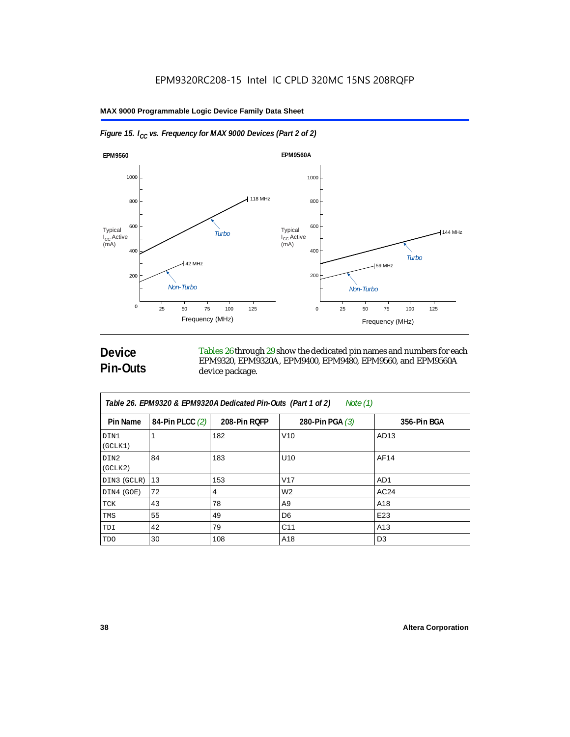EPM9320RC208-15 Intel IC CPLD 320MC 15NS 208RQFP

*Figure 15. $I_{CC}$ vs. Frequency for MAX 9000 Devices (Part 2 of 2)*

**EPM9560**

**EPM9560A**

## Device Pin-Outs

Tables 26 through 29 show the dedicated pin names and numbers for each EPM9320, EPM9320A, EPM9400, EPM9480, EPM9560, and EPM9560A device package.

*Table 26. EPM9320 & EPM9320A Dedicated Pin-Outs (Part 1 of 2) Note (1)*

| Pin Name | 84-Pin PLCC (2) | 208-Pin RQFP | 280-Pin PGA (3) | 356-Pin BGA |
|---|---|---|---|---|
| DIN1 (GCLK1) | 1 | 182 | V10 | AD13 |
| DIN2 (GCLK2) | 84 | 183 | U10 | AF14 |
| DIN3 (GCLR) | 13 | 153 | V17 | AD1 |
| DIN4 (GOE) | 72 | 4 | W2 | AC24 |
| TCK | 43 | 78 | A9 | A18 |
| TMS | 55 | 49 | D6 | E23 |
| TDI | 42 | 79 | C11 | A13 |
| TDO | 30 | 108 | A18 | D3 |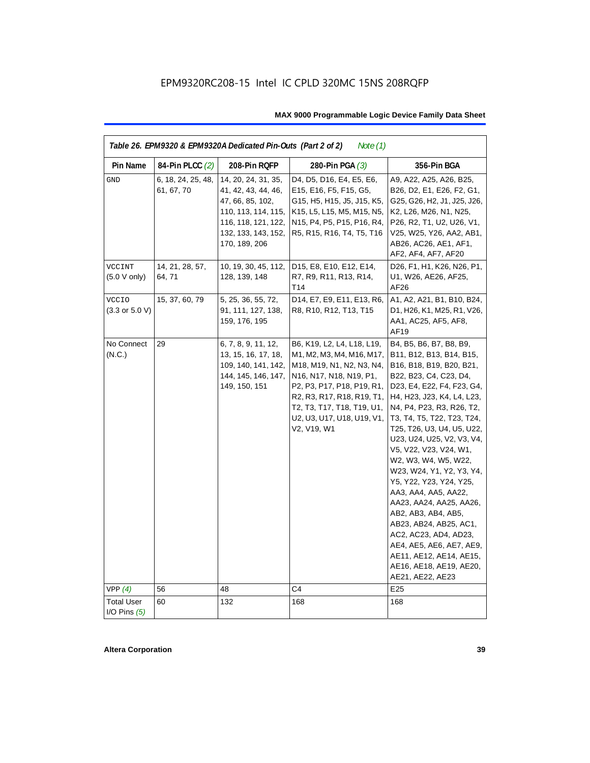EPM9320RC208-15 Intel IC CPLD 320MC 15NS 208RQFP

*Table 26. EPM9320 & EPM9320A Dedicated Pin-Outs (Part 2 of 2) Note (1)*

| Pin Name | 84-Pin PLCC (2) | 208-Pin RQFP | 280-Pin PGA (3) | 356-Pin BGA |
|---|---|---|---|---|
| GND | 6, 18, 24, 25, 48, 61, 67, 70 | 14, 20, 24, 31, 35, 41, 42, 43, 44, 46, 47, 66, 85, 102, 110, 113, 114, 115, 116, 118, 121, 122, 132, 133, 143, 152, 170, 189, 206 | D4, D5, D16, E4, E5, E6, E15, E16, F5, F15, G5, G15, H5, H15, J5, J15, K5, K15, L5, L15, M5, M15, N5, N15, P4, P5, P15, P16, R4, R5, R15, R16, T4, T5, T16 | A9, A22, A25, A26, B25, B26, D2, E1, E26, F2, G1, G25, G26, H2, J1, J25, J26, K2, L26, M26, N1, N25, P26, R2, T1, U2, U26, V1, V25, W25, Y26, AA2, AB1, AB26, AC26, AE1, AF1, AF2, AF4, AF7, AF20 |
| VCCINT (5.0 V only) | 14, 21, 28, 57, 64, 71 | 10, 19, 30, 45, 112, 128, 139, 148 | D15, E8, E10, E12, E14, R7, R9, R11, R13, R14, T14 | D26, F1, H1, K26, N26, P1, U1, W26, AE26, AF25, AF26 |
| VCCIO (3.3 or 5.0 V) | 15, 37, 60, 79 | 5, 25, 36, 55, 72, 91, 111, 127, 138, 159, 176, 195 | D14, E7, E9, E11, E13, R6, R8, R10, R12, T13, T15 | A1, A2, A21, B1, B10, B24, D1, H26, K1, M25, R1, V26, AA1, AC25, AF5, AF8, AF19 |
| No Connect (N.C.) | 29 | 6, 7, 8, 9, 11, 12, 13, 15, 16, 17, 18, 109, 140, 141, 142, 144, 145, 146, 147, 149, 150, 151 | B6, K19, L2, L4, L18, L19, M1, M2, M3, M4, M16, M17, M18, M19, N1, N2, N3, N4, N16, N17, N18, N19, P1, P2, P3, P17, P18, P19, R1, R2, R3, R17, R18, R19, T1, T2, T3, T17, T18, T19, U1, U2, U3, U17, U18, U19, V1, V2, V19, W1 | B4, B5, B6, B7, B8, B9, B11, B12, B13, B14, B15, B16, B18, B19, B20, B21, B22, B23, C4, C23, D4, D23, E4, E22, F4, F23, G4, H4, H23, J23, K4, L4, L23, N4, P4, P23, R3, R26, T2, T3, T4, T5, T22, T23, T24, T25, T26, U3, U4, U5, U22, U23, U24, U25, V2, V3, V4, V5, V22, V23, V24, W1, W2, W3, W4, W5, W22, W23, W24, Y1, Y2, Y3, Y4, Y5, Y22, Y23, Y24, Y25, AA3, AA4, AA5, AA22, AA23, AA24, AA25, AA26, AB2, AB3, AB4, AB5, AB23, AB24, AB25, AC1, AC2, AC23, AD4, AD23, AE4, AE5, AE6, AE7, AE9, AE11, AE12, AE14, AE15, AE16, AE18, AE19, AE20, AE21, AE22, AE23 |
| VPP (4) | 56 | 48 | C4 | E25 |
| Total User I/O Pins (5) | 60 | 132 | 168 | 168 |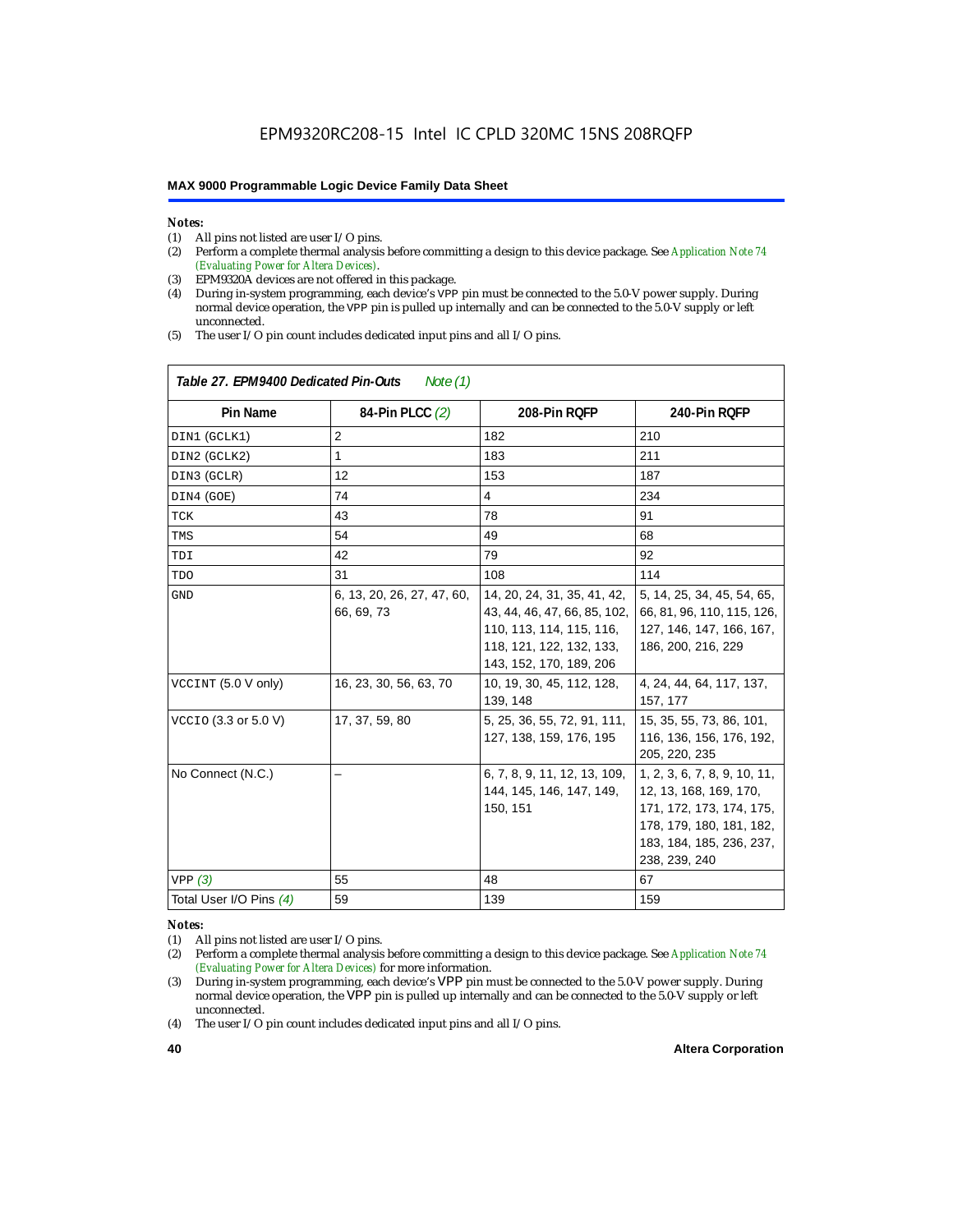*Notes:*

(1) All pins not listed are user I/O pins.

(2) Perform a complete thermal analysis before committing a design to this device package. See Application Note 74 (Evaluating Power for Altera Devices).

(3) EPM9320A devices are not offered in this package.

(4) During in-system programming, each device's VPP pin must be connected to the 5.0-V power supply. During normal device operation, the VPP pin is pulled up internally and can be connected to the 5.0-V supply or left unconnected.

(5) The user I/O pin count includes dedicated input pins and all I/O pins.

| *Table 27. EPM9400 Dedicated Pin-Outs* *Note (1)* | | | |
|---|---|---|---|
| **Pin Name** | **84-Pin PLCC** *(2)* | **208-Pin RQFP** | **240-Pin RQFP** |
| DIN1 (GCLK1) | 2 | 182 | 210 |
| DIN2 (GCLK2) | 1 | 183 | 211 |
| DIN3 (GCLR) | 12 | 153 | 187 |
| DIN4 (GOE) | 74 | 4 | 234 |
| TCK | 43 | 78 | 91 |
| TMS | 54 | 49 | 68 |
| TDI | 42 | 79 | 92 |
| TDO | 31 | 108 | 114 |
| GND | 6, 13, 20, 26, 27, 47, 60, 66, 69, 73 | 14, 20, 24, 31, 35, 41, 42, 43, 44, 46, 47, 66, 85, 102, 110, 113, 114, 115, 116, 118, 121, 122, 132, 133, 143, 152, 170, 189, 206 | 5, 14, 25, 34, 45, 54, 65, 66, 81, 96, 110, 115, 126, 127, 146, 147, 166, 167, 186, 200, 216, 229 |
| VCCINT (5.0 V only) | 16, 23, 30, 56, 63, 70 | 10, 19, 30, 45, 112, 128, 139, 148 | 4, 24, 44, 64, 117, 137, 157, 177 |
| VCCIO (3.3 or 5.0 V) | 17, 37, 59, 80 | 5, 25, 36, 55, 72, 91, 111, 127, 138, 159, 176, 195 | 15, 35, 55, 73, 86, 101, 116, 136, 156, 176, 192, 205, 220, 235 |
| No Connect (N.C.) | – | 6, 7, 8, 9, 11, 12, 13, 109, 144, 145, 146, 147, 149, 150, 151 | 1, 2, 3, 6, 7, 8, 9, 10, 11, 12, 13, 168, 169, 170, 171, 172, 173, 174, 175, 178, 179, 180, 181, 182, 183, 184, 185, 236, 237, 238, 239, 240 |
| VPP *(3)* | 55 | 48 | 67 |
| Total User I/O Pins *(4)* | 59 | 139 | 159 |

*Notes:*

(1) All pins not listed are user I/O pins.

(2) Perform a complete thermal analysis before committing a design to this device package. See Application Note 74 (Evaluating Power for Altera Devices) for more information.

(3) During in-system programming, each device's VPP pin must be connected to the 5.0-V power supply. During normal device operation, the VPP pin is pulled up internally and can be connected to the 5.0-V supply or left unconnected.

(4) The user I/O pin count includes dedicated input pins and all I/O pins.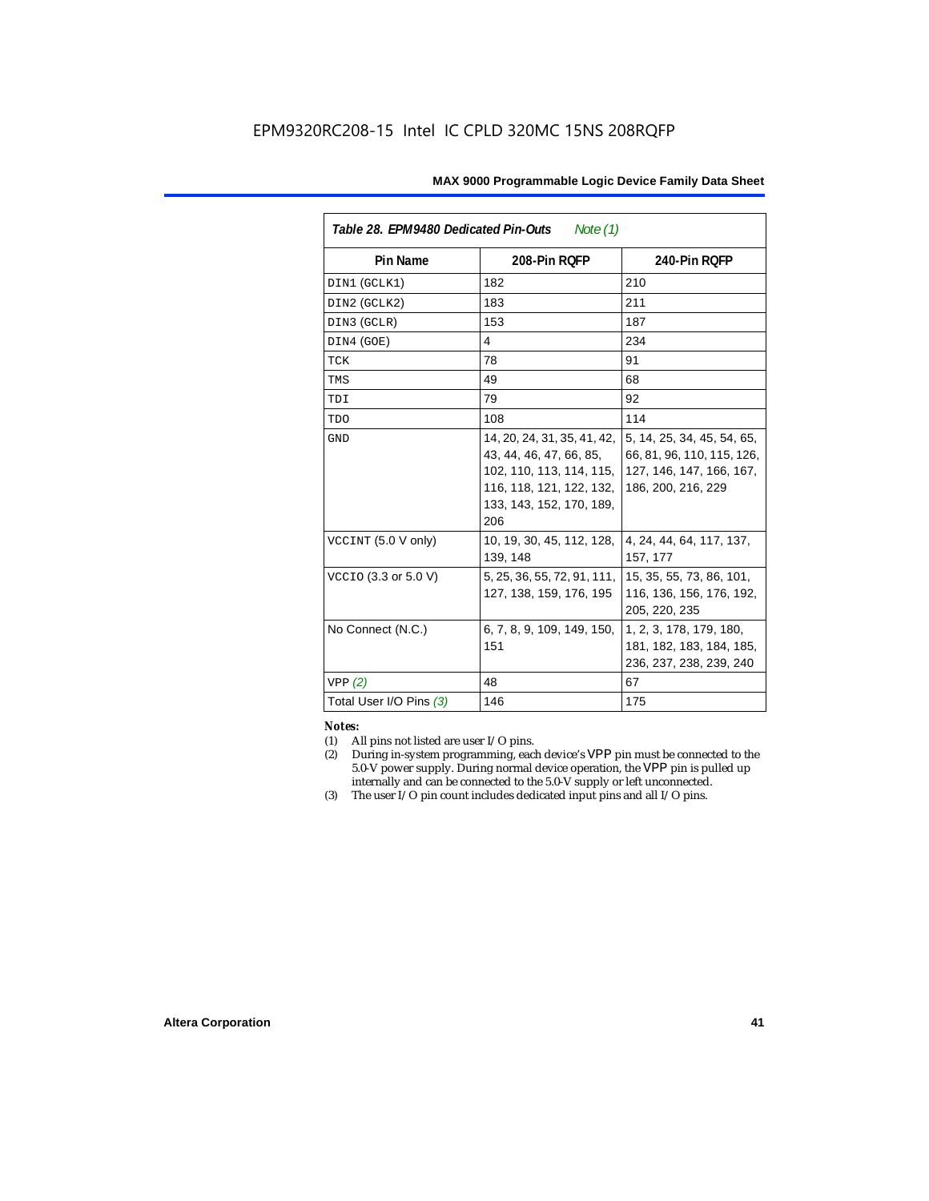| *Table 28. EPM9480 Dedicated Pin-Outs* *Note (1)* | | |
|---|---|---|
| **Pin Name** | **208-Pin RQFP** | **240-Pin RQFP** |
| DIN1 (GCLK1) | 182 | 210 |
| DIN2 (GCLK2) | 183 | 211 |
| DIN3 (GCLR) | 153 | 187 |
| DIN4 (GOE) | 4 | 234 |
| TCK | 78 | 91 |
| TMS | 49 | 68 |
| TDI | 79 | 92 |
| TDO | 108 | 114 |
| GND | 14, 20, 24, 31, 35, 41, 42, 43, 44, 46, 47, 66, 85, 102, 110, 113, 114, 115, 116, 118, 121, 122, 132, 133, 143, 152, 170, 189, 206 | 5, 14, 25, 34, 45, 54, 65, 66, 81, 96, 110, 115, 126, 127, 146, 147, 166, 167, 186, 200, 216, 229 |
| VCCINT (5.0 V only) | 10, 19, 30, 45, 112, 128, 139, 148 | 4, 24, 44, 64, 117, 137, 157, 177 |
| VCCIO (3.3 or 5.0 V) | 5, 25, 36, 55, 72, 91, 111, 127, 138, 159, 176, 195 | 15, 35, 55, 73, 86, 101, 116, 136, 156, 176, 192, 205, 220, 235 |
| No Connect (N.C.) | 6, 7, 8, 9, 109, 149, 150, 151 | 1, 2, 3, 178, 179, 180, 181, 182, 183, 184, 185, 236, 237, 238, 239, 240 |
| VPP *(2)* | 48 | 67 |
| Total User I/O Pins *(3)* | 146 | 175 |

***Notes:***

(1) All pins not listed are user I/O pins.

(2) During in-system programming, each device's VPP pin must be connected to the 5.0-V power supply. During normal device operation, the VPP pin is pulled up internally and can be connected to the 5.0-V supply or left unconnected.

(3) The user I/O pin count includes dedicated input pins and all I/O pins.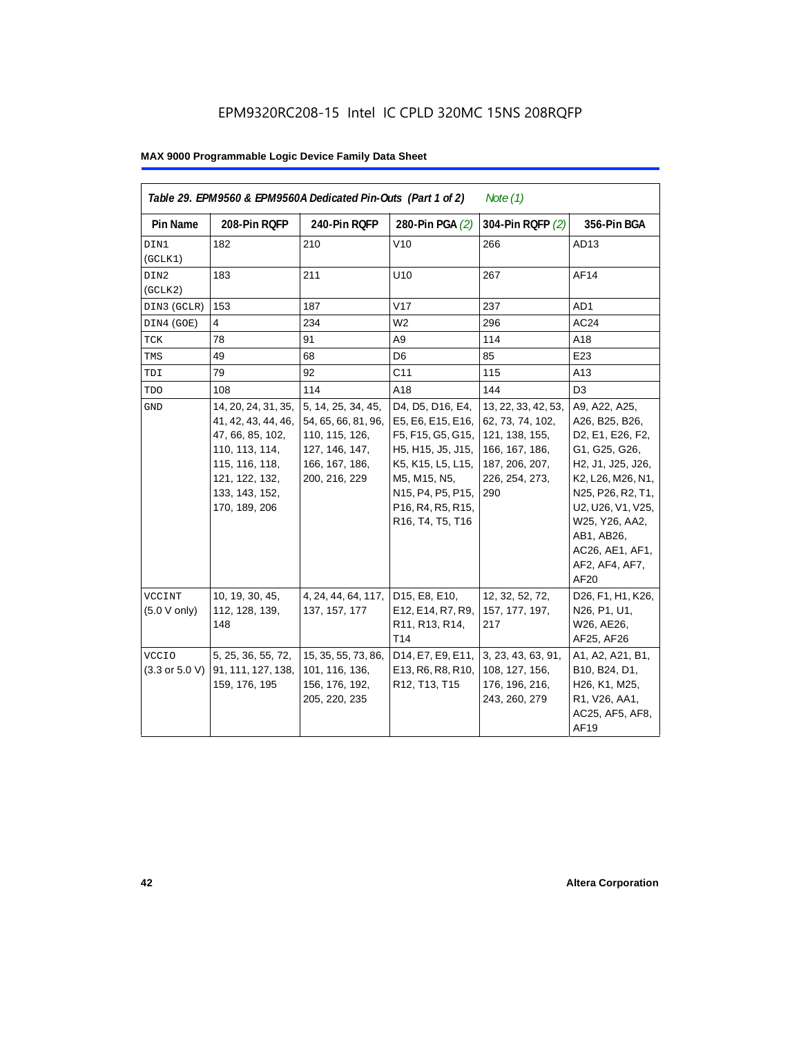EPM9320RC208-15 Intel IC CPLD 320MC 15NS 208RQFP

| Table 29. EPM9560 & EPM9560A Dedicated Pin-Outs (Part 1 of 2) *Note (1)* | | | | | |
|---|---|---|---|---|---|
| Pin Name | 208-Pin RQFP | 240-Pin RQFP | 280-Pin PGA *(2)* | 304-Pin RQFP *(2)* | 356-Pin BGA |
| DIN1 (GCLK1) | 182 | 210 | V10 | 266 | AD13 |
| DIN2 (GCLK2) | 183 | 211 | U10 | 267 | AF14 |
| DIN3 (GCLR) | 153 | 187 | V17 | 237 | AD1 |
| DIN4 (GOE) | 4 | 234 | W2 | 296 | AC24 |
| TCK | 78 | 91 | A9 | 114 | A18 |
| TMS | 49 | 68 | D6 | 85 | E23 |
| TDI | 79 | 92 | C11 | 115 | A13 |
| TDO | 108 | 114 | A18 | 144 | D3 |
| GND | 14, 20, 24, 31, 35, 41, 42, 43, 44, 46, 47, 66, 85, 102, 110, 113, 114, 115, 116, 118, 121, 122, 132, 133, 143, 152, 170, 189, 206 | 5, 14, 25, 34, 45, 54, 65, 66, 81, 96, 110, 115, 126, 127, 146, 147, 166, 167, 186, 200, 216, 229 | D4, D5, D16, E4, E5, E6, E15, E16, F5, F15, G5, G15, H5, H15, J5, J15, K5, K15, L5, L15, M5, M15, N5, N15, P4, P5, P15, P16, R4, R5, R15, R16, T4, T5, T16 | 13, 22, 33, 42, 53, 62, 73, 74, 102, 121, 138, 155, 166, 167, 186, 187, 206, 207, 226, 254, 273, 290 | A9, A22, A25, A26, B25, B26, D2, E1, E26, F2, G1, G25, G26, H2, J1, J25, J26, K2, L26, M26, N1, N25, P26, R2, T1, U2, U26, V1, V25, W25, Y26, AA2, AB1, AB26, AC26, AE1, AF1, AF2, AF4, AF7, AF20 |
| VCCINT (5.0 V only) | 10, 19, 30, 45, 112, 128, 139, 148 | 4, 24, 44, 64, 117, 137, 157, 177 | D15, E8, E10, E12, E14, R7, R9, R11, R13, R14, T14 | 12, 32, 52, 72, 157, 177, 197, 217 | D26, F1, H1, K26, N26, P1, U1, W26, AE26, AF25, AF26 |
| VCCIO (3.3 or 5.0 V) | 5, 25, 36, 55, 72, 91, 111, 127, 138, 159, 176, 195 | 15, 35, 55, 73, 86, 101, 116, 136, 156, 176, 192, 205, 220, 235 | D14, E7, E9, E11, E13, R6, R8, R10, R12, T13, T15 | 3, 23, 43, 63, 91, 108, 127, 156, 176, 196, 216, 243, 260, 279 | A1, A2, A21, B1, B10, B24, D1, H26, K1, M25, R1, V26, AA1, AC25, AF5, AF8, AF19 |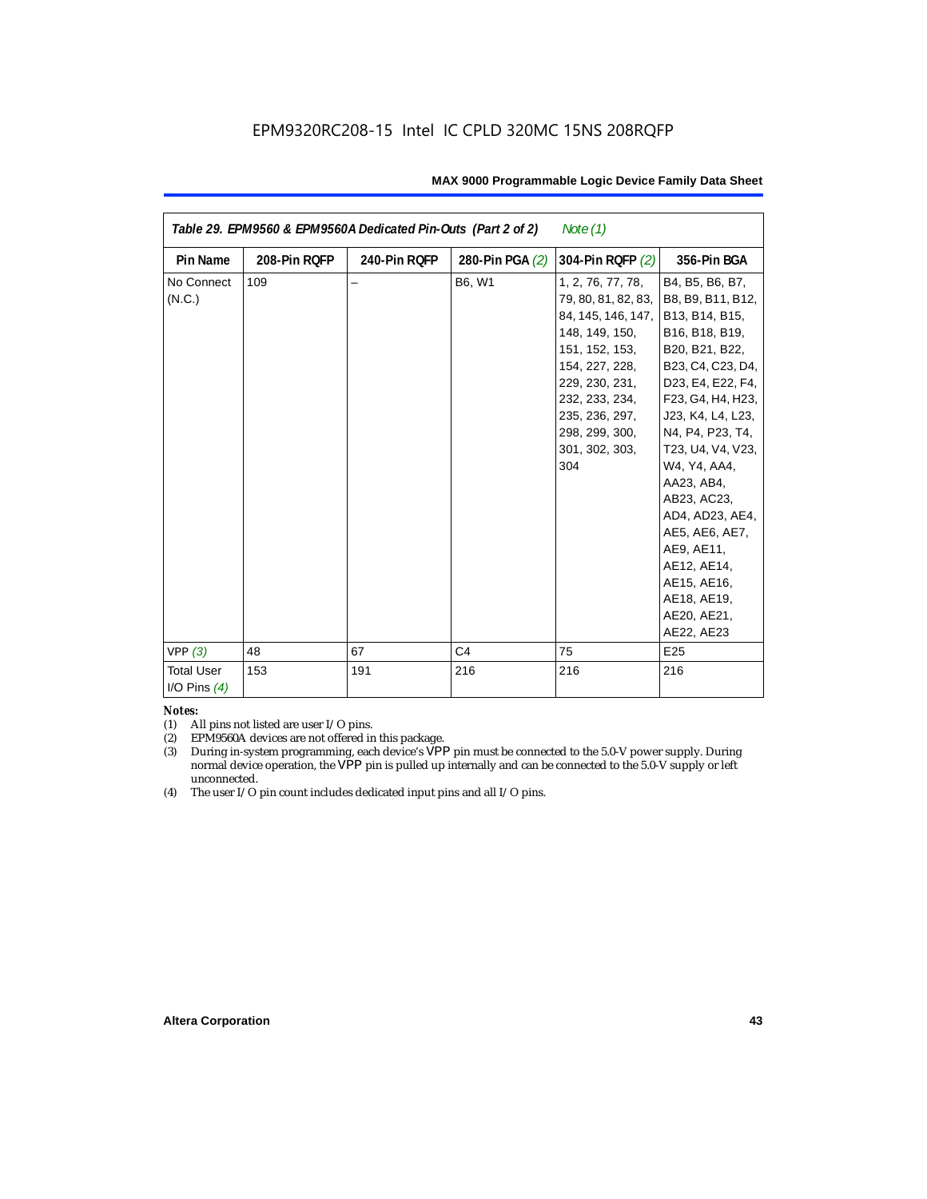EPM9320RC208-15 Intel IC CPLD 320MC 15NS 208RQFP

| Table 29. EPM9560 & EPM9560A Dedicated Pin-Outs (Part 2 of 2) *Note (1)* | | | | | |
|---|---|---|---|---|---|
| **Pin Name** | **208-Pin RQFP** | **240-Pin RQFP** | **280-Pin PGA *(2)*** | **304-Pin RQFP *(2)*** | **356-Pin BGA** |
| No Connect (N.C.) | 109 | – | B6, W1 | 1, 2, 76, 77, 78, 79, 80, 81, 82, 83, 84, 145, 146, 147, 148, 149, 150, 151, 152, 153, 154, 227, 228, 229, 230, 231, 232, 233, 234, 235, 236, 297, 298, 299, 300, 301, 302, 303, 304 | B4, B5, B6, B7, B8, B9, B11, B12, B13, B14, B15, B16, B18, B19, B20, B21, B22, B23, C4, C23, D4, D23, E4, E22, F4, F23, G4, H4, H23, J23, K4, L4, L23, N4, P4, P23, T4, T23, U4, V4, V23, W4, Y4, AA4, AA23, AB4, AB23, AC23, AD4, AD23, AE4, AE5, AE6, AE7, AE9, AE11, AE12, AE14, AE15, AE16, AE18, AE19, AE20, AE21, AE22, AE23 |
| VPP *(3)* | 48 | 67 | C4 | 75 | E25 |
| Total User I/O Pins *(4)* | 153 | 191 | 216 | 216 | 216 |

***Notes:***

(1) All pins not listed are user I/O pins.

(2) EPM9560A devices are not offered in this package.

(3) During in-system programming, each device's VPP pin must be connected to the 5.0-V power supply. During normal device operation, the VPP pin is pulled up internally and can be connected to the 5.0-V supply or left unconnected.

(4) The user I/O pin count includes dedicated input pins and all I/O pins.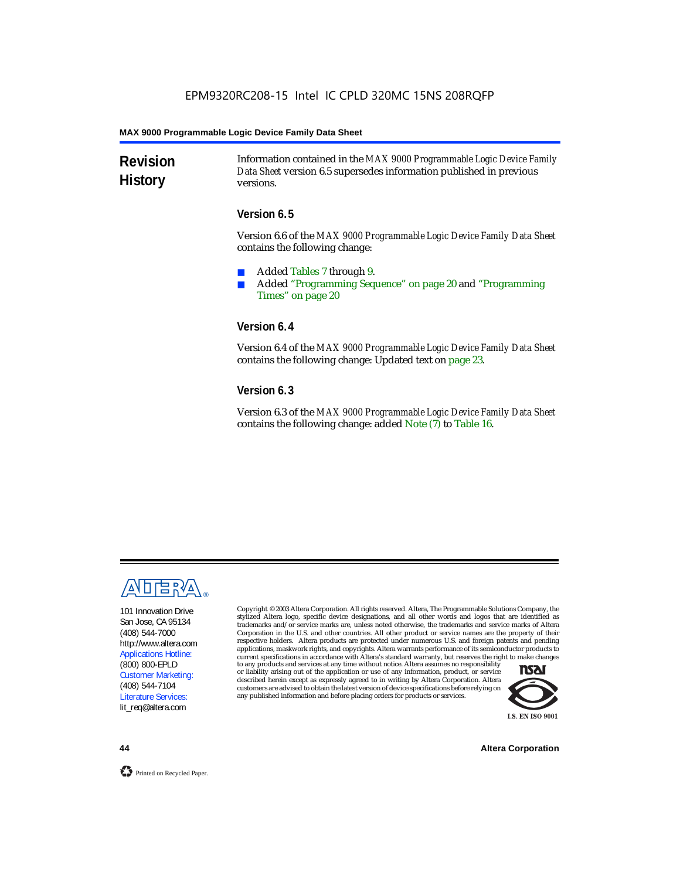## Revision History

Information contained in the *MAX 9000 Programmable Logic Device Family Data Sheet* version 6.5 supersedes information published in previous versions.

### Version 6.5

Version 6.6 of the *MAX 9000 Programmable Logic Device Family Data Sheet* contains the following change:

- Added Tables 7 through 9.
- Added "Programming Sequence" on page 20 and "Programming Times" on page 20

### Version 6.4

Version 6.4 of the *MAX 9000 Programmable Logic Device Family Data Sheet* contains the following change: Updated text on page 23.

### Version 6.3

Version 6.3 of the *MAX 9000 Programmable Logic Device Family Data Sheet* contains the following change: added Note (7) to Table 16.

---

101 Innovation Drive
San Jose, CA 95134
(408) 544-7000
http://www.altera.com
Applications Hotline:
(800) 800-EPLD
Customer Marketing:
(408) 544-7104
Literature Services:
lit_req@altera.com

Copyright © 2003 Altera Corporation. All rights reserved. Altera, The Programmable Solutions Company, the stylized Altera logo, specific device designations, and all other words and logos that are identified as trademarks and/or service marks are, unless noted otherwise, the trademarks and service marks of Altera Corporation in the U.S. and other countries. All other product or service names are the property of their respective holders. Altera products are protected under numerous U.S. and foreign patents and pending applications, maskwork rights, and copyrights. Altera warrants performance of its semiconductor products to current specifications in accordance with Altera's standard warranty, but reserves the right to make changes to any products and services at any time without notice. Altera assumes no responsibility or liability arising out of the application or use of any information, product, or service described herein except as expressly agreed to in writing by Altera Corporation. Altera customers are advised to obtain the latest version of device specifications before relying on any published information and before placing orders for products or services.

I.S. EN ISO 9001

Printed on Recycled Paper.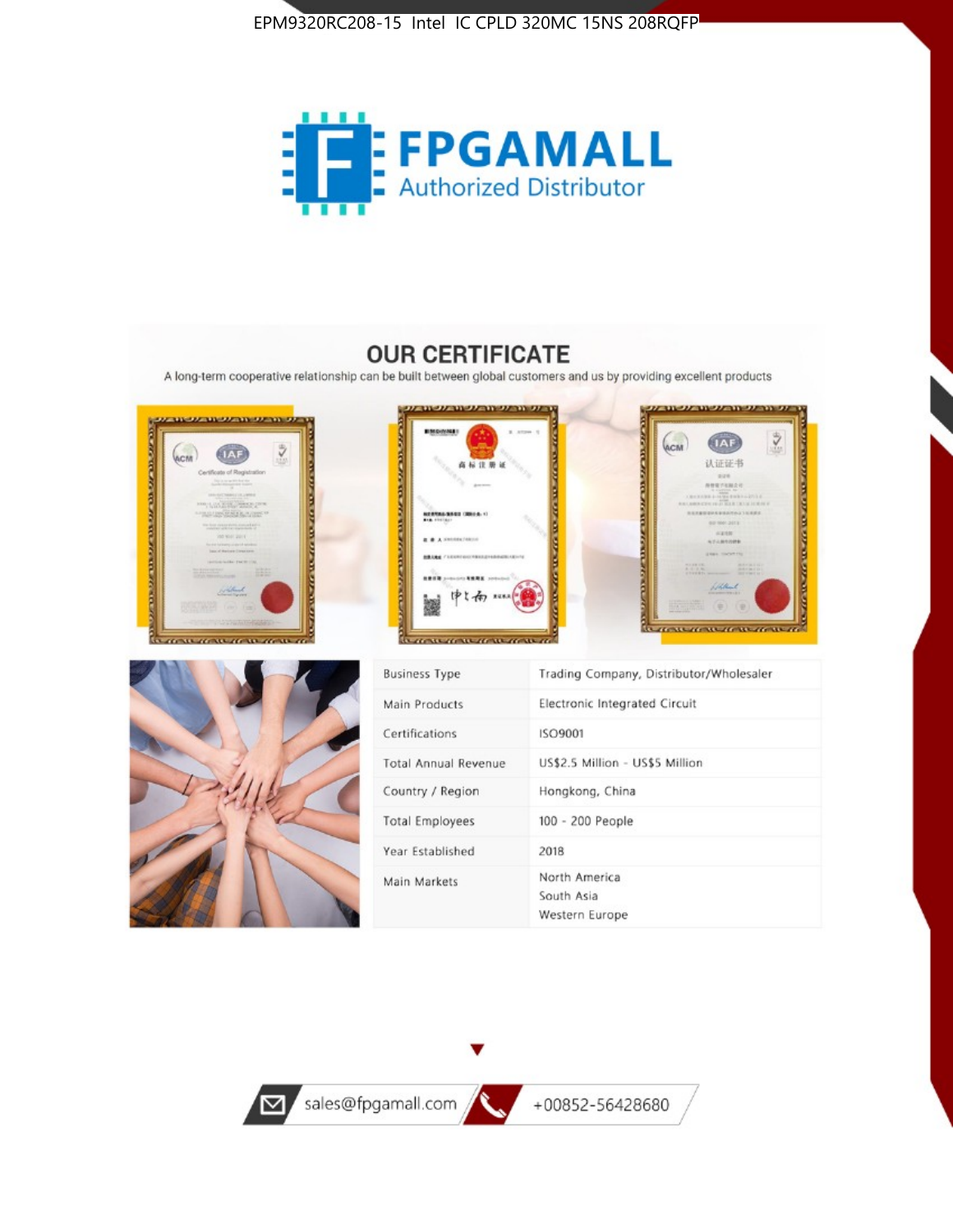FPGAMALL
Authorized Distributor

## OUR CERTIFICATE

A long-term cooperative relationship can be built between global customers and us by providing excellent products

| | |
|---|---|
| Business Type | Trading Company, Distributor/Wholesaler |
| Main Products | Electronic Integrated Circuit |
| Certifications | ISO9001 |
| Total Annual Revenue | US$2.5 Million - US$5 Million |
| Country / Region | Hongkong, China |
| Total Employees | 100 - 200 People |
| Year Established | 2018 |
| Main Markets | North America<br>South Asia<br>Western Europe |

sales@fpgamall.com

+00852-56428680